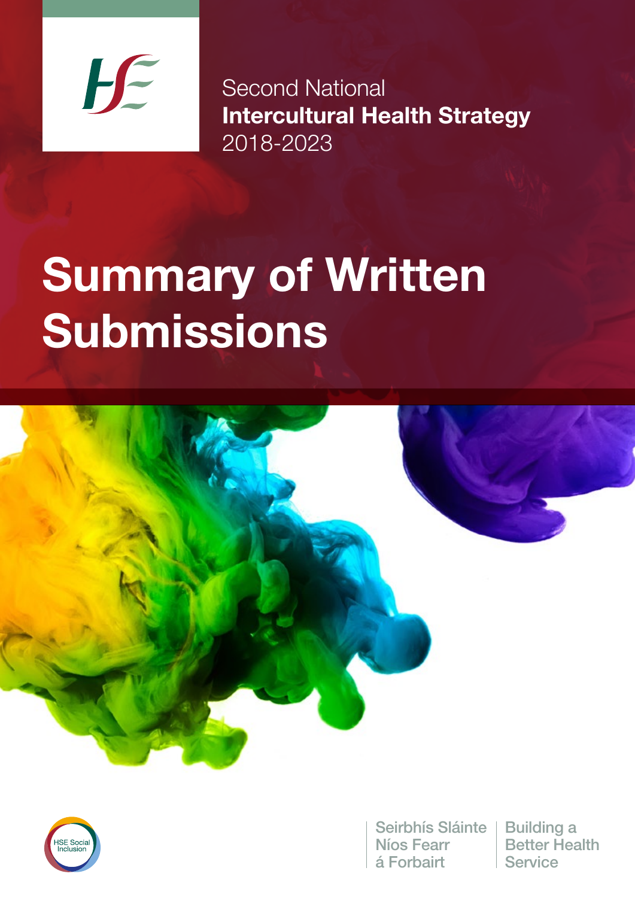Second National
**Intercultural Health Strategy**
2018-2023

# Summary of Written Submissions

HSE Social Inclusion

Seirbhís Sláinte Níos Fearr á Forbairt | Building a Better Health Service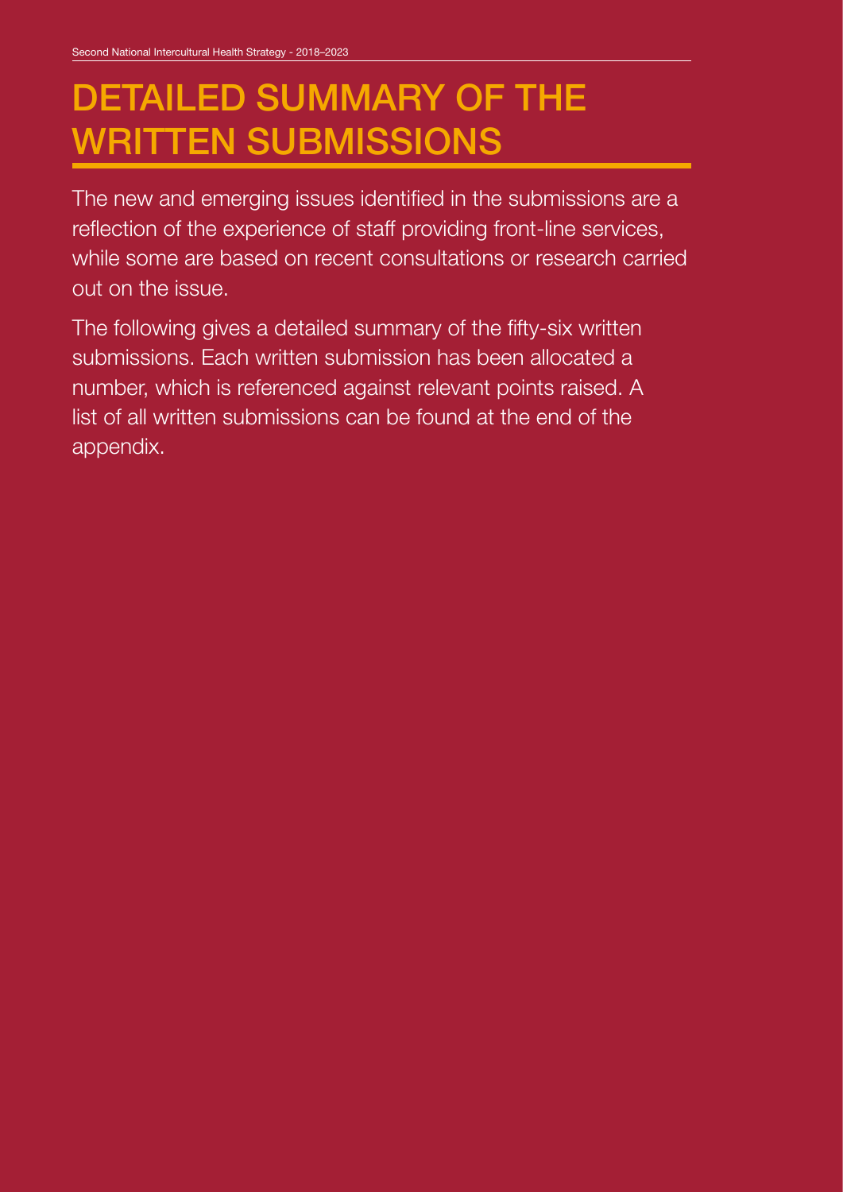# DETAILED SUMMARY OF THE WRITTEN SUBMISSIONS

The new and emerging issues identified in the submissions are a reflection of the experience of staff providing front-line services, while some are based on recent consultations or research carried out on the issue.

The following gives a detailed summary of the fifty-six written submissions. Each written submission has been allocated a number, which is referenced against relevant points raised. A list of all written submissions can be found at the end of the appendix.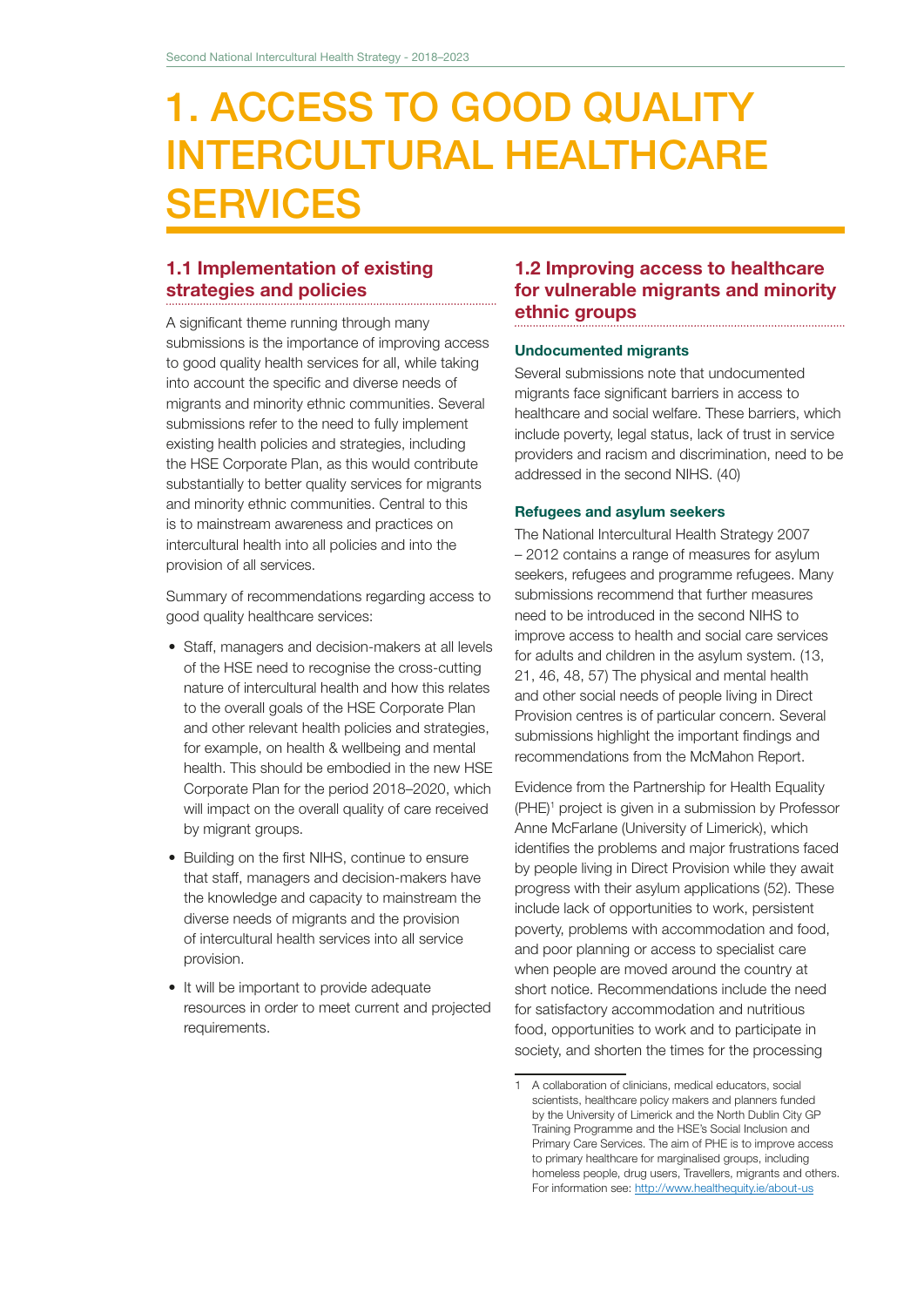# 1. ACCESS TO GOOD QUALITY INTERCULTURAL HEALTHCARE SERVICES

## 1.1 Implementation of existing strategies and policies

A significant theme running through many submissions is the importance of improving access to good quality health services for all, while taking into account the specific and diverse needs of migrants and minority ethnic communities. Several submissions refer to the need to fully implement existing health policies and strategies, including the HSE Corporate Plan, as this would contribute substantially to better quality services for migrants and minority ethnic communities. Central to this is to mainstream awareness and practices on intercultural health into all policies and into the provision of all services.

Summary of recommendations regarding access to good quality healthcare services:

- Staff, managers and decision-makers at all levels of the HSE need to recognise the cross-cutting nature of intercultural health and how this relates to the overall goals of the HSE Corporate Plan and other relevant health policies and strategies, for example, on health & wellbeing and mental health. This should be embodied in the new HSE Corporate Plan for the period 2018–2020, which will impact on the overall quality of care received by migrant groups.
- Building on the first NIHS, continue to ensure that staff, managers and decision-makers have the knowledge and capacity to mainstream the diverse needs of migrants and the provision of intercultural health services into all service provision.
- It will be important to provide adequate resources in order to meet current and projected requirements.

## 1.2 Improving access to healthcare for vulnerable migrants and minority ethnic groups

### Undocumented migrants

Several submissions note that undocumented migrants face significant barriers in access to healthcare and social welfare. These barriers, which include poverty, legal status, lack of trust in service providers and racism and discrimination, need to be addressed in the second NIHS. (40)

### Refugees and asylum seekers

The National Intercultural Health Strategy 2007 – 2012 contains a range of measures for asylum seekers, refugees and programme refugees. Many submissions recommend that further measures need to be introduced in the second NIHS to improve access to health and social care services for adults and children in the asylum system. (13, 21, 46, 48, 57) The physical and mental health and other social needs of people living in Direct Provision centres is of particular concern. Several submissions highlight the important findings and recommendations from the McMahon Report.

Evidence from the Partnership for Health Equality (PHE)[1] project is given in a submission by Professor Anne McFarlane (University of Limerick), which identifies the problems and major frustrations faced by people living in Direct Provision while they await progress with their asylum applications (52). These include lack of opportunities to work, persistent poverty, problems with accommodation and food, and poor planning or access to specialist care when people are moved around the country at short notice. Recommendations include the need for satisfactory accommodation and nutritious food, opportunities to work and to participate in society, and shorten the times for the processing

---

1 A collaboration of clinicians, medical educators, social scientists, healthcare policy makers and planners funded by the University of Limerick and the North Dublin City GP Training Programme and the HSE's Social Inclusion and Primary Care Services. The aim of PHE is to improve access to primary healthcare for marginalised groups, including homeless people, drug users, Travellers, migrants and others. For information see: http://www.healthequity.ie/about-us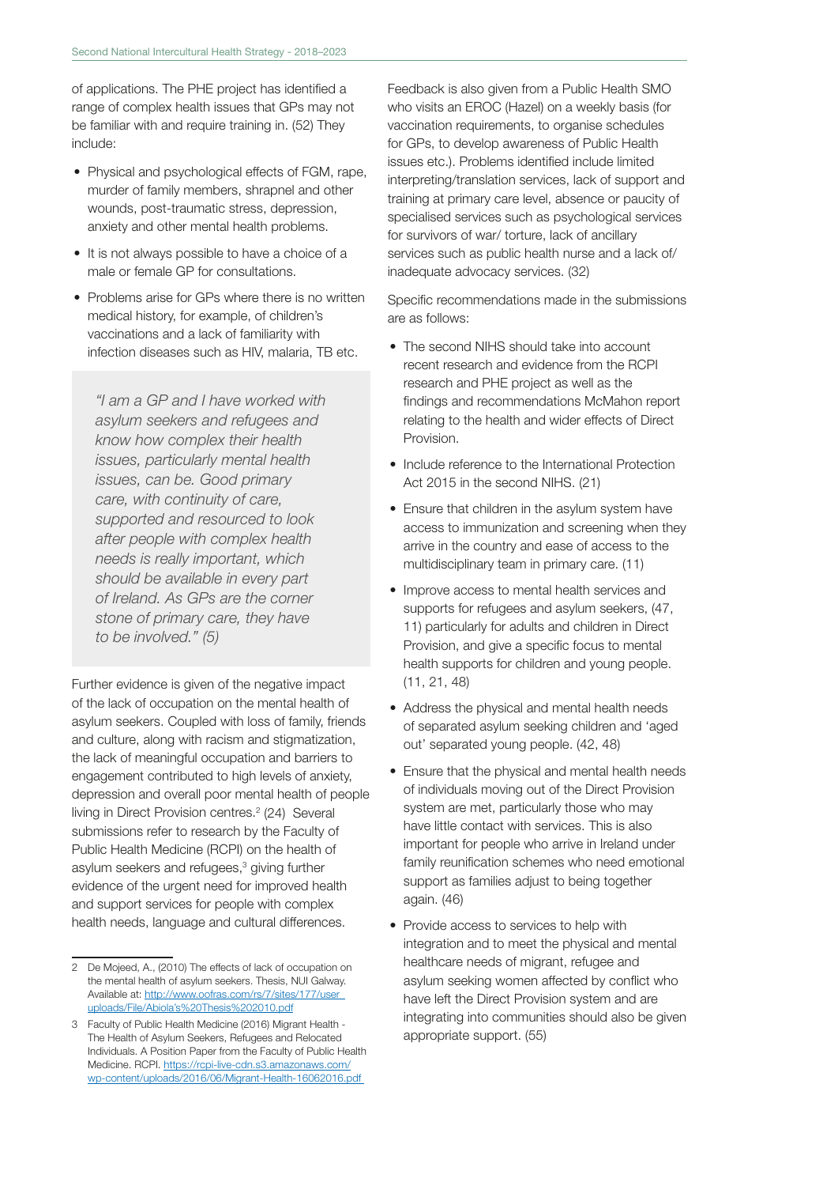of applications. The PHE project has identified a range of complex health issues that GPs may not be familiar with and require training in. (52) They include:

- Physical and psychological effects of FGM, rape, murder of family members, shrapnel and other wounds, post-traumatic stress, depression, anxiety and other mental health problems.
- It is not always possible to have a choice of a male or female GP for consultations.
- Problems arise for GPs where there is no written medical history, for example, of children's vaccinations and a lack of familiarity with infection diseases such as HIV, malaria, TB etc.

> *"I am a GP and I have worked with asylum seekers and refugees and know how complex their health issues, particularly mental health issues, can be. Good primary care, with continuity of care, supported and resourced to look after people with complex health needs is really important, which should be available in every part of Ireland. As GPs are the corner stone of primary care, they have to be involved." (5)*

Further evidence is given of the negative impact of the lack of occupation on the mental health of asylum seekers. Coupled with loss of family, friends and culture, along with racism and stigmatization, the lack of meaningful occupation and barriers to engagement contributed to high levels of anxiety, depression and overall poor mental health of people living in Direct Provision centres.[2] (24) Several submissions refer to research by the Faculty of Public Health Medicine (RCPI) on the health of asylum seekers and refugees,[3] giving further evidence of the urgent need for improved health and support services for people with complex health needs, language and cultural differences.

Feedback is also given from a Public Health SMO who visits an EROC (Hazel) on a weekly basis (for vaccination requirements, to organise schedules for GPs, to develop awareness of Public Health issues etc.). Problems identified include limited interpreting/translation services, lack of support and training at primary care level, absence or paucity of specialised services such as psychological services for survivors of war/ torture, lack of ancillary services such as public health nurse and a lack of/ inadequate advocacy services. (32)

Specific recommendations made in the submissions are as follows:

- The second NIHS should take into account recent research and evidence from the RCPI research and PHE project as well as the findings and recommendations McMahon report relating to the health and wider effects of Direct Provision.
- Include reference to the International Protection Act 2015 in the second NIHS. (21)
- Ensure that children in the asylum system have access to immunization and screening when they arrive in the country and ease of access to the multidisciplinary team in primary care. (11)
- Improve access to mental health services and supports for refugees and asylum seekers, (47, 11) particularly for adults and children in Direct Provision, and give a specific focus to mental health supports for children and young people. (11, 21, 48)
- Address the physical and mental health needs of separated asylum seeking children and 'aged out' separated young people. (42, 48)
- Ensure that the physical and mental health needs of individuals moving out of the Direct Provision system are met, particularly those who may have little contact with services. This is also important for people who arrive in Ireland under family reunification schemes who need emotional support as families adjust to being together again. (46)
- Provide access to services to help with integration and to meet the physical and mental healthcare needs of migrant, refugee and asylum seeking women affected by conflict who have left the Direct Provision system and are integrating into communities should also be given appropriate support. (55)

---

2 De Mojeed, A., (2010) The effects of lack of occupation on the mental health of asylum seekers. Thesis, NUI Galway. Available at: http://www.oofras.com/rs/7/sites/177/user_uploads/File/Abiola's%20Thesis%202010.pdf

3 Faculty of Public Health Medicine (2016) Migrant Health - The Health of Asylum Seekers, Refugees and Relocated Individuals. A Position Paper from the Faculty of Public Health Medicine. RCPI. https://rcpi-live-cdn.s3.amazonaws.com/wp-content/uploads/2016/06/Migrant-Health-16062016.pdf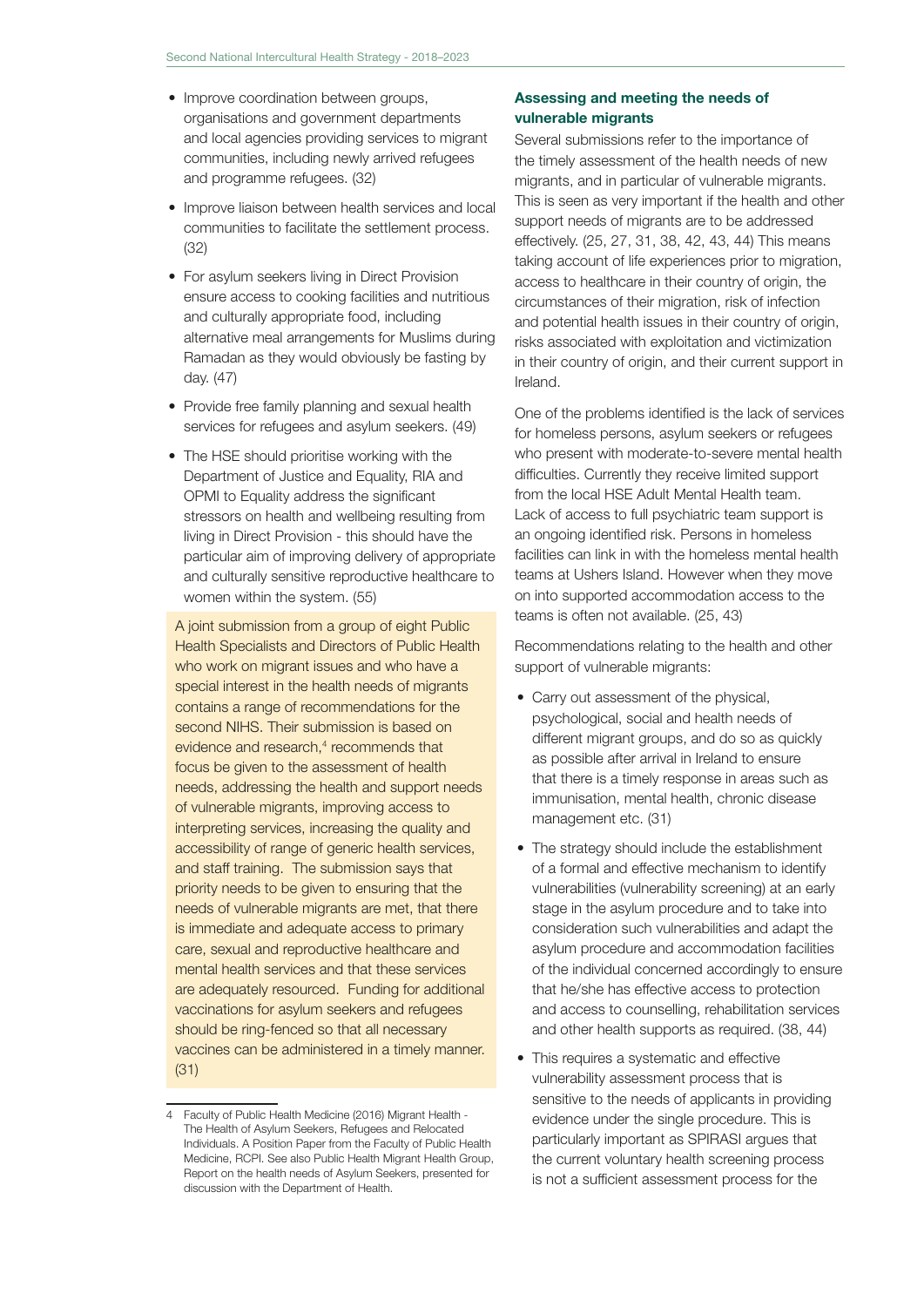- Improve coordination between groups, organisations and government departments and local agencies providing services to migrant communities, including newly arrived refugees and programme refugees. (32)
- Improve liaison between health services and local communities to facilitate the settlement process. (32)
- For asylum seekers living in Direct Provision ensure access to cooking facilities and nutritious and culturally appropriate food, including alternative meal arrangements for Muslims during Ramadan as they would obviously be fasting by day. (47)
- Provide free family planning and sexual health services for refugees and asylum seekers. (49)
- The HSE should prioritise working with the Department of Justice and Equality, RIA and OPMI to Equality address the significant stressors on health and wellbeing resulting from living in Direct Provision - this should have the particular aim of improving delivery of appropriate and culturally sensitive reproductive healthcare to women within the system. (55)

A joint submission from a group of eight Public Health Specialists and Directors of Public Health who work on migrant issues and who have a special interest in the health needs of migrants contains a range of recommendations for the second NIHS. Their submission is based on evidence and research,[4] recommends that focus be given to the assessment of health needs, addressing the health and support needs of vulnerable migrants, improving access to interpreting services, increasing the quality and accessibility of range of generic health services, and staff training. The submission says that priority needs to be given to ensuring that the needs of vulnerable migrants are met, that there is immediate and adequate access to primary care, sexual and reproductive healthcare and mental health services and that these services are adequately resourced. Funding for additional vaccinations for asylum seekers and refugees should be ring-fenced so that all necessary vaccines can be administered in a timely manner. (31)

4 Faculty of Public Health Medicine (2016) Migrant Health - The Health of Asylum Seekers, Refugees and Relocated Individuals. A Position Paper from the Faculty of Public Health Medicine, RCPI. See also Public Health Migrant Health Group, Report on the health needs of Asylum Seekers, presented for discussion with the Department of Health.

### Assessing and meeting the needs of vulnerable migrants

Several submissions refer to the importance of the timely assessment of the health needs of new migrants, and in particular of vulnerable migrants. This is seen as very important if the health and other support needs of migrants are to be addressed effectively. (25, 27, 31, 38, 42, 43, 44) This means taking account of life experiences prior to migration, access to healthcare in their country of origin, the circumstances of their migration, risk of infection and potential health issues in their country of origin, risks associated with exploitation and victimization in their country of origin, and their current support in Ireland.

One of the problems identified is the lack of services for homeless persons, asylum seekers or refugees who present with moderate-to-severe mental health difficulties. Currently they receive limited support from the local HSE Adult Mental Health team. Lack of access to full psychiatric team support is an ongoing identified risk. Persons in homeless facilities can link in with the homeless mental health teams at Ushers Island. However when they move on into supported accommodation access to the teams is often not available. (25, 43)

Recommendations relating to the health and other support of vulnerable migrants:

- Carry out assessment of the physical, psychological, social and health needs of different migrant groups, and do so as quickly as possible after arrival in Ireland to ensure that there is a timely response in areas such as immunisation, mental health, chronic disease management etc. (31)
- The strategy should include the establishment of a formal and effective mechanism to identify vulnerabilities (vulnerability screening) at an early stage in the asylum procedure and to take into consideration such vulnerabilities and adapt the asylum procedure and accommodation facilities of the individual concerned accordingly to ensure that he/she has effective access to protection and access to counselling, rehabilitation services and other health supports as required. (38, 44)
- This requires a systematic and effective vulnerability assessment process that is sensitive to the needs of applicants in providing evidence under the single procedure. This is particularly important as SPIRASI argues that the current voluntary health screening process is not a sufficient assessment process for the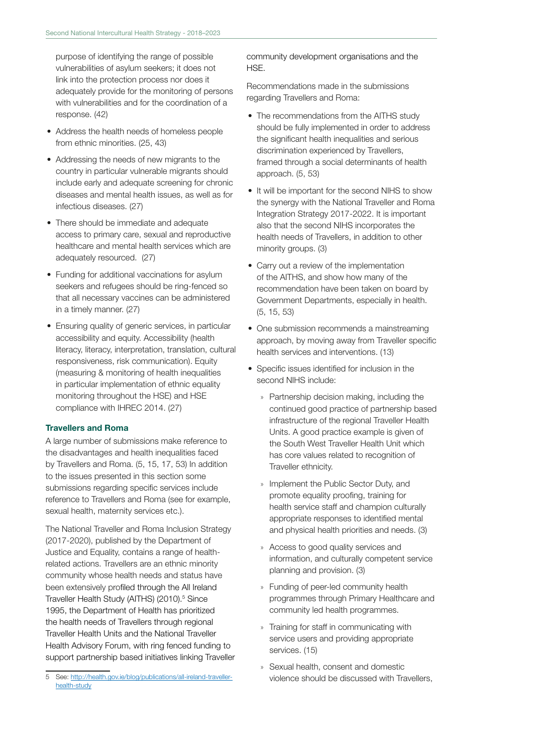purpose of identifying the range of possible vulnerabilities of asylum seekers; it does not link into the protection process nor does it adequately provide for the monitoring of persons with vulnerabilities and for the coordination of a response. (42)

- Address the health needs of homeless people from ethnic minorities. (25, 43)
- Addressing the needs of new migrants to the country in particular vulnerable migrants should include early and adequate screening for chronic diseases and mental health issues, as well as for infectious diseases. (27)
- There should be immediate and adequate access to primary care, sexual and reproductive healthcare and mental health services which are adequately resourced. (27)
- Funding for additional vaccinations for asylum seekers and refugees should be ring-fenced so that all necessary vaccines can be administered in a timely manner. (27)
- Ensuring quality of generic services, in particular accessibility and equity. Accessibility (health literacy, literacy, interpretation, translation, cultural responsiveness, risk communication). Equity (measuring & monitoring of health inequalities in particular implementation of ethnic equality monitoring throughout the HSE) and HSE compliance with IHREC 2014. (27)

#### Travellers and Roma

A large number of submissions make reference to the disadvantages and health inequalities faced by Travellers and Roma. (5, 15, 17, 53) In addition to the issues presented in this section some submissions regarding specific services include reference to Travellers and Roma (see for example, sexual health, maternity services etc.).

The National Traveller and Roma Inclusion Strategy (2017-2020), published by the Department of Justice and Equality, contains a range of health-related actions. Travellers are an ethnic minority community whose health needs and status have been extensively profiled through the All Ireland Traveller Health Study (AITHS) (2010).[5] Since 1995, the Department of Health has prioritized the health needs of Travellers through regional Traveller Health Units and the National Traveller Health Advisory Forum, with ring fenced funding to support partnership based initiatives linking Traveller community development organisations and the HSE.

Recommendations made in the submissions regarding Travellers and Roma:

- The recommendations from the AITHS study should be fully implemented in order to address the significant health inequalities and serious discrimination experienced by Travellers, framed through a social determinants of health approach. (5, 53)
- It will be important for the second NIHS to show the synergy with the National Traveller and Roma Integration Strategy 2017-2022. It is important also that the second NIHS incorporates the health needs of Travellers, in addition to other minority groups. (3)
- Carry out a review of the implementation of the AITHS, and show how many of the recommendation have been taken on board by Government Departments, especially in health. (5, 15, 53)
- One submission recommends a mainstreaming approach, by moving away from Traveller specific health services and interventions. (13)
- Specific issues identified for inclusion in the second NIHS include:
  - Partnership decision making, including the continued good practice of partnership based infrastructure of the regional Traveller Health Units. A good practice example is given of the South West Traveller Health Unit which has core values related to recognition of Traveller ethnicity.
  - Implement the Public Sector Duty, and promote equality proofing, training for health service staff and champion culturally appropriate responses to identified mental and physical health priorities and needs. (3)
  - Access to good quality services and information, and culturally competent service planning and provision. (3)
  - Funding of peer-led community health programmes through Primary Healthcare and community led health programmes.
  - Training for staff in communicating with service users and providing appropriate services. (15)
  - Sexual health, consent and domestic violence should be discussed with Travellers,

[5] See: http://health.gov.ie/blog/publications/all-ireland-traveller-health-study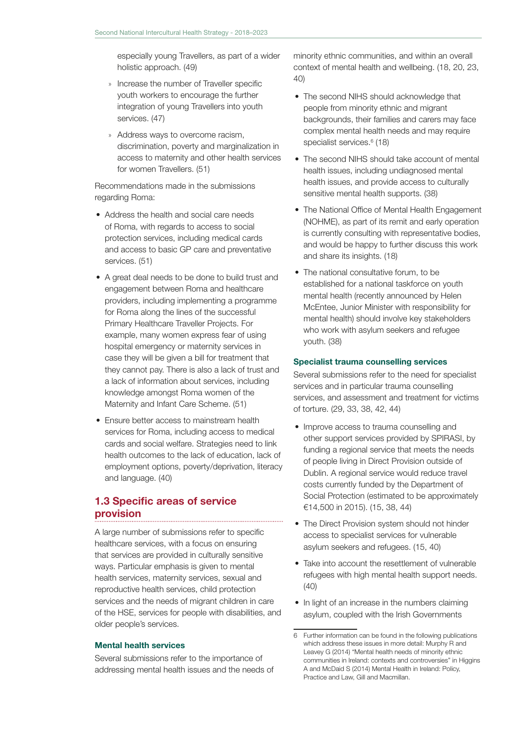especially young Travellers, as part of a wider holistic approach. (49)

- Increase the number of Traveller specific youth workers to encourage the further integration of young Travellers into youth services. (47)
- Address ways to overcome racism, discrimination, poverty and marginalization in access to maternity and other health services for women Travellers. (51)

Recommendations made in the submissions regarding Roma:

- Address the health and social care needs of Roma, with regards to access to social protection services, including medical cards and access to basic GP care and preventative services. (51)
- A great deal needs to be done to build trust and engagement between Roma and healthcare providers, including implementing a programme for Roma along the lines of the successful Primary Healthcare Traveller Projects. For example, many women express fear of using hospital emergency or maternity services in case they will be given a bill for treatment that they cannot pay. There is also a lack of trust and a lack of information about services, including knowledge amongst Roma women of the Maternity and Infant Care Scheme. (51)
- Ensure better access to mainstream health services for Roma, including access to medical cards and social welfare. Strategies need to link health outcomes to the lack of education, lack of employment options, poverty/deprivation, literacy and language. (40)

## 1.3 Specific areas of service provision

A large number of submissions refer to specific healthcare services, with a focus on ensuring that services are provided in culturally sensitive ways. Particular emphasis is given to mental health services, maternity services, sexual and reproductive health services, child protection services and the needs of migrant children in care of the HSE, services for people with disabilities, and older people's services.

### Mental health services

Several submissions refer to the importance of addressing mental health issues and the needs of minority ethnic communities, and within an overall context of mental health and wellbeing. (18, 20, 23, 40)

- The second NIHS should acknowledge that people from minority ethnic and migrant backgrounds, their families and carers may face complex mental health needs and may require specialist services.[6] (18)
- The second NIHS should take account of mental health issues, including undiagnosed mental health issues, and provide access to culturally sensitive mental health supports. (38)
- The National Office of Mental Health Engagement (NOHME), as part of its remit and early operation is currently consulting with representative bodies, and would be happy to further discuss this work and share its insights. (18)
- The national consultative forum, to be established for a national taskforce on youth mental health (recently announced by Helen McEntee, Junior Minister with responsibility for mental health) should involve key stakeholders who work with asylum seekers and refugee youth. (38)

### Specialist trauma counselling services

Several submissions refer to the need for specialist services and in particular trauma counselling services, and assessment and treatment for victims of torture. (29, 33, 38, 42, 44)

- Improve access to trauma counselling and other support services provided by SPIRASI, by funding a regional service that meets the needs of people living in Direct Provision outside of Dublin. A regional service would reduce travel costs currently funded by the Department of Social Protection (estimated to be approximately €14,500 in 2015). (15, 38, 44)
- The Direct Provision system should not hinder access to specialist services for vulnerable asylum seekers and refugees. (15, 40)
- Take into account the resettlement of vulnerable refugees with high mental health support needs. (40)
- In light of an increase in the numbers claiming asylum, coupled with the Irish Governments

---

6 Further information can be found in the following publications which address these issues in more detail: Murphy R and Leavey G (2014) "Mental health needs of minority ethnic communities in Ireland: contexts and controversies" in Higgins A and McDaid S (2014) Mental Health in Ireland: Policy, Practice and Law, Gill and Macmillan.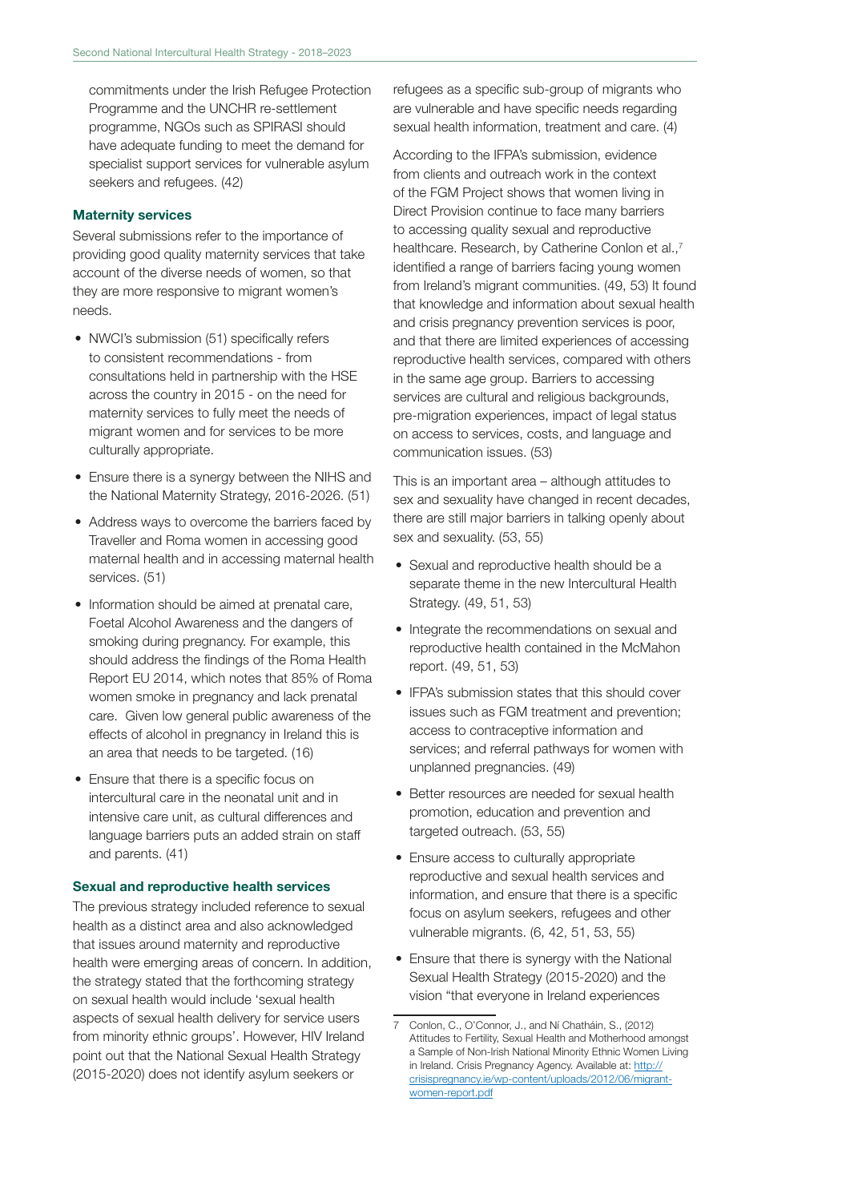commitments under the Irish Refugee Protection Programme and the UNCHR re-settlement programme, NGOs such as SPIRASI should have adequate funding to meet the demand for specialist support services for vulnerable asylum seekers and refugees. (42)

### Maternity services

Several submissions refer to the importance of providing good quality maternity services that take account of the diverse needs of women, so that they are more responsive to migrant women's needs.

- NWCI's submission (51) specifically refers to consistent recommendations - from consultations held in partnership with the HSE across the country in 2015 - on the need for maternity services to fully meet the needs of migrant women and for services to be more culturally appropriate.
- Ensure there is a synergy between the NIHS and the National Maternity Strategy, 2016-2026. (51)
- Address ways to overcome the barriers faced by Traveller and Roma women in accessing good maternal health and in accessing maternal health services. (51)
- Information should be aimed at prenatal care, Foetal Alcohol Awareness and the dangers of smoking during pregnancy. For example, this should address the findings of the Roma Health Report EU 2014, which notes that 85% of Roma women smoke in pregnancy and lack prenatal care. Given low general public awareness of the effects of alcohol in pregnancy in Ireland this is an area that needs to be targeted. (16)
- Ensure that there is a specific focus on intercultural care in the neonatal unit and in intensive care unit, as cultural differences and language barriers puts an added strain on staff and parents. (41)

### Sexual and reproductive health services

The previous strategy included reference to sexual health as a distinct area and also acknowledged that issues around maternity and reproductive health were emerging areas of concern. In addition, the strategy stated that the forthcoming strategy on sexual health would include 'sexual health aspects of sexual health delivery for service users from minority ethnic groups'. However, HIV Ireland point out that the National Sexual Health Strategy (2015-2020) does not identify asylum seekers or refugees as a specific sub-group of migrants who are vulnerable and have specific needs regarding sexual health information, treatment and care. (4)

According to the IFPA's submission, evidence from clients and outreach work in the context of the FGM Project shows that women living in Direct Provision continue to face many barriers to accessing quality sexual and reproductive healthcare. Research, by Catherine Conlon et al.,[7] identified a range of barriers facing young women from Ireland's migrant communities. (49, 53) It found that knowledge and information about sexual health and crisis pregnancy prevention services is poor, and that there are limited experiences of accessing reproductive health services, compared with others in the same age group. Barriers to accessing services are cultural and religious backgrounds, pre-migration experiences, impact of legal status on access to services, costs, and language and communication issues. (53)

This is an important area – although attitudes to sex and sexuality have changed in recent decades, there are still major barriers in talking openly about sex and sexuality. (53, 55)

- Sexual and reproductive health should be a separate theme in the new Intercultural Health Strategy. (49, 51, 53)
- Integrate the recommendations on sexual and reproductive health contained in the McMahon report. (49, 51, 53)
- IFPA's submission states that this should cover issues such as FGM treatment and prevention; access to contraceptive information and services; and referral pathways for women with unplanned pregnancies. (49)
- Better resources are needed for sexual health promotion, education and prevention and targeted outreach. (53, 55)
- Ensure access to culturally appropriate reproductive and sexual health services and information, and ensure that there is a specific focus on asylum seekers, refugees and other vulnerable migrants. (6, 42, 51, 53, 55)
- Ensure that there is synergy with the National Sexual Health Strategy (2015-2020) and the vision "that everyone in Ireland experiences

---

7 Conlon, C., O'Connor, J., and Ní Chatháin, S., (2012) Attitudes to Fertility, Sexual Health and Motherhood amongst a Sample of Non-Irish National Minority Ethnic Women Living in Ireland. Crisis Pregnancy Agency. Available at: http://crisispregnancy.ie/wp-content/uploads/2012/06/migrant-women-report.pdf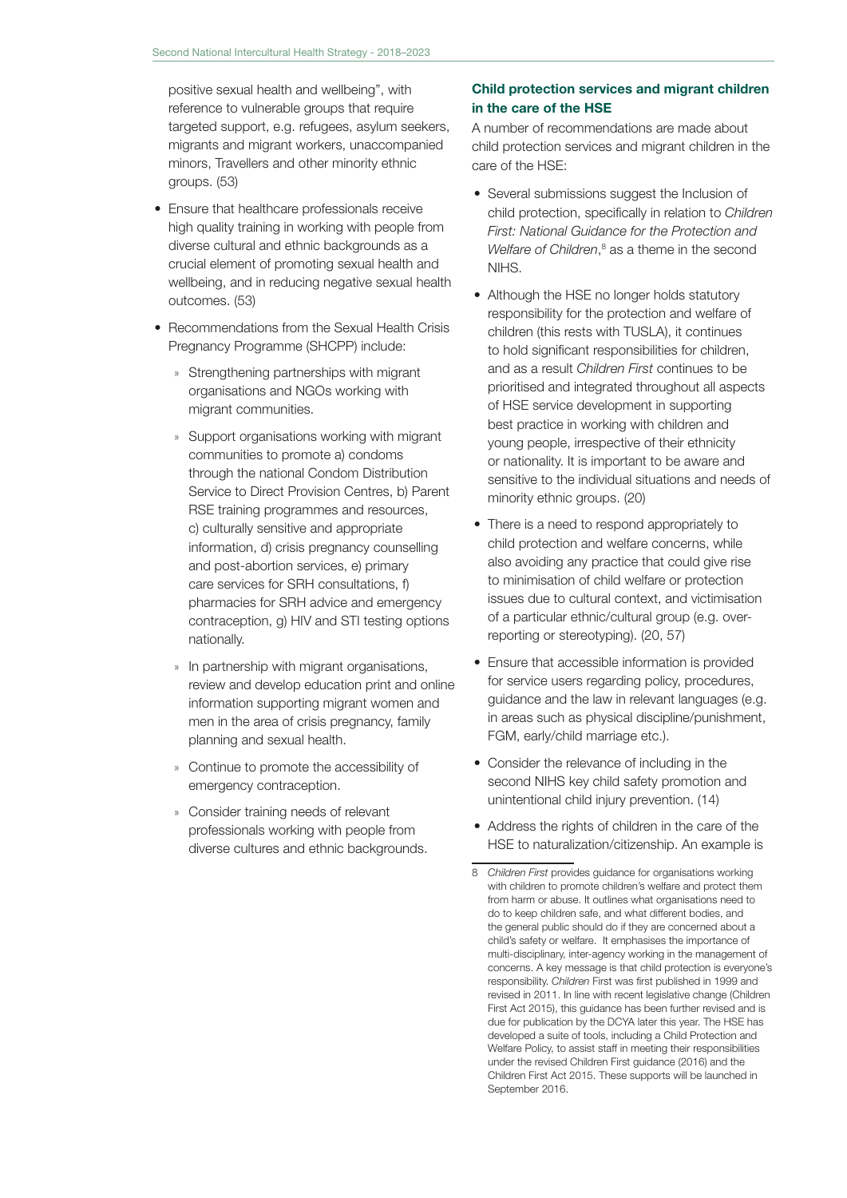positive sexual health and wellbeing", with reference to vulnerable groups that require targeted support, e.g. refugees, asylum seekers, migrants and migrant workers, unaccompanied minors, Travellers and other minority ethnic groups. (53)

- Ensure that healthcare professionals receive high quality training in working with people from diverse cultural and ethnic backgrounds as a crucial element of promoting sexual health and wellbeing, and in reducing negative sexual health outcomes. (53)
- Recommendations from the Sexual Health Crisis Pregnancy Programme (SHCPP) include:
  - Strengthening partnerships with migrant organisations and NGOs working with migrant communities.
  - Support organisations working with migrant communities to promote a) condoms through the national Condom Distribution Service to Direct Provision Centres, b) Parent RSE training programmes and resources, c) culturally sensitive and appropriate information, d) crisis pregnancy counselling and post-abortion services, e) primary care services for SRH consultations, f) pharmacies for SRH advice and emergency contraception, g) HIV and STI testing options nationally.
  - In partnership with migrant organisations, review and develop education print and online information supporting migrant women and men in the area of crisis pregnancy, family planning and sexual health.
  - Continue to promote the accessibility of emergency contraception.
  - Consider training needs of relevant professionals working with people from diverse cultures and ethnic backgrounds.

### Child protection services and migrant children in the care of the HSE

A number of recommendations are made about child protection services and migrant children in the care of the HSE:

- Several submissions suggest the Inclusion of child protection, specifically in relation to *Children First: National Guidance for the Protection and Welfare of Children*,[8] as a theme in the second NIHS.
- Although the HSE no longer holds statutory responsibility for the protection and welfare of children (this rests with TUSLA), it continues to hold significant responsibilities for children, and as a result *Children First* continues to be prioritised and integrated throughout all aspects of HSE service development in supporting best practice in working with children and young people, irrespective of their ethnicity or nationality. It is important to be aware and sensitive to the individual situations and needs of minority ethnic groups. (20)
- There is a need to respond appropriately to child protection and welfare concerns, while also avoiding any practice that could give rise to minimisation of child welfare or protection issues due to cultural context, and victimisation of a particular ethnic/cultural group (e.g. over-reporting or stereotyping). (20, 57)
- Ensure that accessible information is provided for service users regarding policy, procedures, guidance and the law in relevant languages (e.g. in areas such as physical discipline/punishment, FGM, early/child marriage etc.).
- Consider the relevance of including in the second NIHS key child safety promotion and unintentional child injury prevention. (14)
- Address the rights of children in the care of the HSE to naturalization/citizenship. An example is

8 *Children First* provides guidance for organisations working with children to promote children's welfare and protect them from harm or abuse. It outlines what organisations need to do to keep children safe, and what different bodies, and the general public should do if they are concerned about a child's safety or welfare. It emphasises the importance of multi-disciplinary, inter-agency working in the management of concerns. A key message is that child protection is everyone's responsibility. *Children* First was first published in 1999 and revised in 2011. In line with recent legislative change (Children First Act 2015), this guidance has been further revised and is due for publication by the DCYA later this year. The HSE has developed a suite of tools, including a Child Protection and Welfare Policy, to assist staff in meeting their responsibilities under the revised Children First guidance (2016) and the Children First Act 2015. These supports will be launched in September 2016.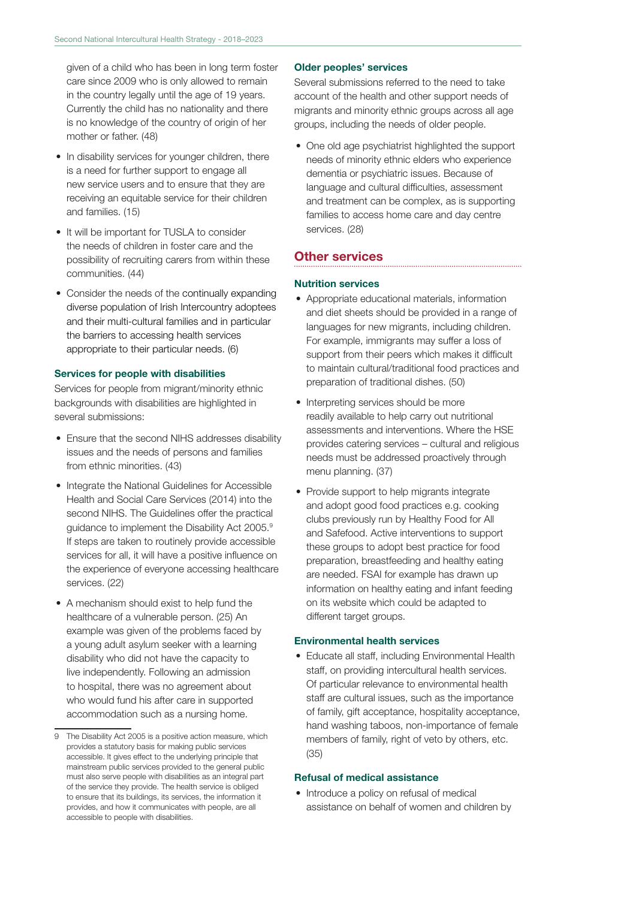given of a child who has been in long term foster care since 2009 who is only allowed to remain in the country legally until the age of 19 years. Currently the child has no nationality and there is no knowledge of the country of origin of her mother or father. (48)

- In disability services for younger children, there is a need for further support to engage all new service users and to ensure that they are receiving an equitable service for their children and families. (15)
- It will be important for TUSLA to consider the needs of children in foster care and the possibility of recruiting carers from within these communities. (44)
- Consider the needs of the continually expanding diverse population of Irish Intercountry adoptees and their multi-cultural families and in particular the barriers to accessing health services appropriate to their particular needs. (6)

### Services for people with disabilities

Services for people from migrant/minority ethnic backgrounds with disabilities are highlighted in several submissions:

- Ensure that the second NIHS addresses disability issues and the needs of persons and families from ethnic minorities. (43)
- Integrate the National Guidelines for Accessible Health and Social Care Services (2014) into the second NIHS. The Guidelines offer the practical guidance to implement the Disability Act 2005.[9] If steps are taken to routinely provide accessible services for all, it will have a positive influence on the experience of everyone accessing healthcare services. (22)
- A mechanism should exist to help fund the healthcare of a vulnerable person. (25) An example was given of the problems faced by a young adult asylum seeker with a learning disability who did not have the capacity to live independently. Following an admission to hospital, there was no agreement about who would fund his after care in supported accommodation such as a nursing home.

### Older peoples' services

Several submissions referred to the need to take account of the health and other support needs of migrants and minority ethnic groups across all age groups, including the needs of older people.

- One old age psychiatrist highlighted the support needs of minority ethnic elders who experience dementia or psychiatric issues. Because of language and cultural difficulties, assessment and treatment can be complex, as is supporting families to access home care and day centre services. (28)

## Other services

### Nutrition services

- Appropriate educational materials, information and diet sheets should be provided in a range of languages for new migrants, including children. For example, immigrants may suffer a loss of support from their peers which makes it difficult to maintain cultural/traditional food practices and preparation of traditional dishes. (50)
- Interpreting services should be more readily available to help carry out nutritional assessments and interventions. Where the HSE provides catering services – cultural and religious needs must be addressed proactively through menu planning. (37)
- Provide support to help migrants integrate and adopt good food practices e.g. cooking clubs previously run by Healthy Food for All and Safefood. Active interventions to support these groups to adopt best practice for food preparation, breastfeeding and healthy eating are needed. FSAI for example has drawn up information on healthy eating and infant feeding on its website which could be adapted to different target groups.

### Environmental health services

- Educate all staff, including Environmental Health staff, on providing intercultural health services. Of particular relevance to environmental health staff are cultural issues, such as the importance of family, gift acceptance, hospitality acceptance, hand washing taboos, non-importance of female members of family, right of veto by others, etc. (35)

### Refusal of medical assistance

- Introduce a policy on refusal of medical assistance on behalf of women and children by

---

9 The Disability Act 2005 is a positive action measure, which provides a statutory basis for making public services accessible. It gives effect to the underlying principle that mainstream public services provided to the general public must also serve people with disabilities as an integral part of the service they provide. The health service is obliged to ensure that its buildings, its services, the information it provides, and how it communicates with people, are all accessible to people with disabilities.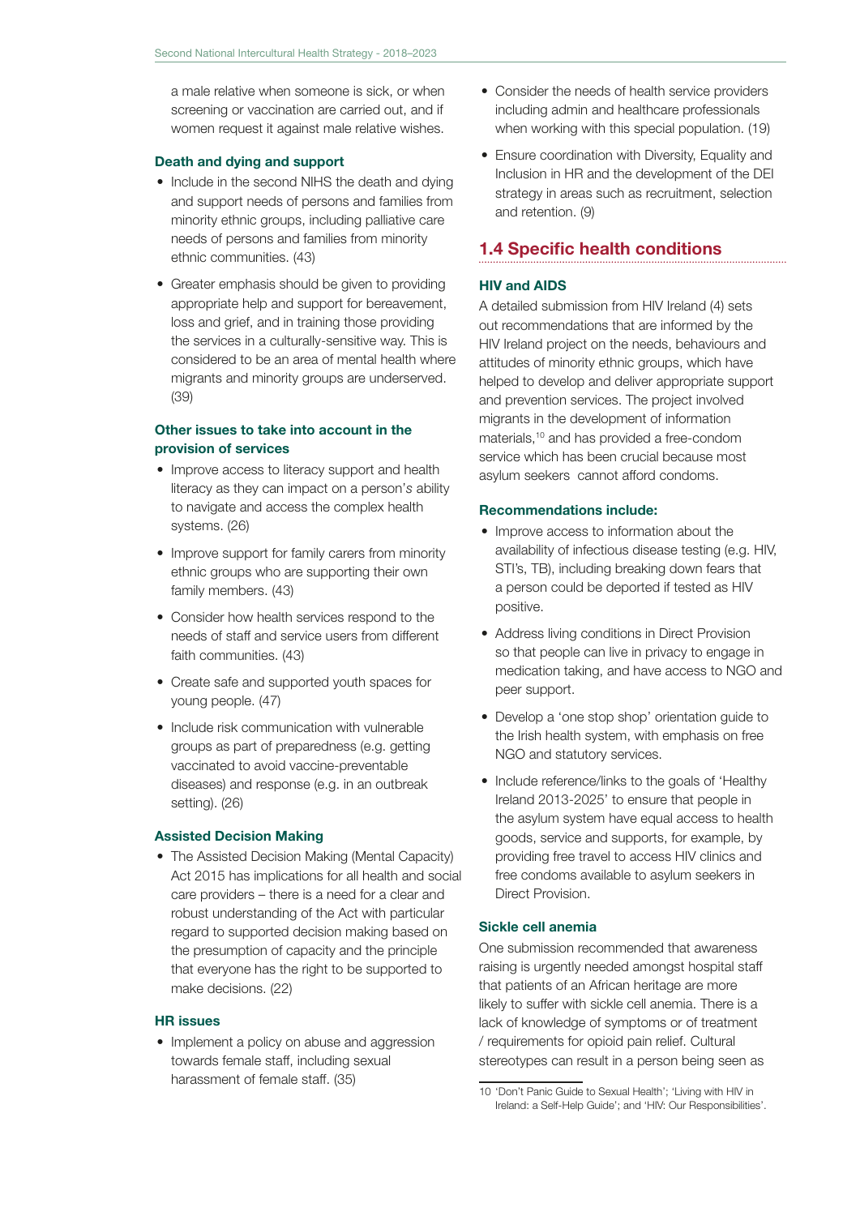a male relative when someone is sick, or when screening or vaccination are carried out, and if women request it against male relative wishes.

### Death and dying and support

- Include in the second NIHS the death and dying and support needs of persons and families from minority ethnic groups, including palliative care needs of persons and families from minority ethnic communities. (43)
- Greater emphasis should be given to providing appropriate help and support for bereavement, loss and grief, and in training those providing the services in a culturally-sensitive way. This is considered to be an area of mental health where migrants and minority groups are underserved. (39)

### Other issues to take into account in the provision of services

- Improve access to literacy support and health literacy as they can impact on a person's ability to navigate and access the complex health systems. (26)
- Improve support for family carers from minority ethnic groups who are supporting their own family members. (43)
- Consider how health services respond to the needs of staff and service users from different faith communities. (43)
- Create safe and supported youth spaces for young people. (47)
- Include risk communication with vulnerable groups as part of preparedness (e.g. getting vaccinated to avoid vaccine-preventable diseases) and response (e.g. in an outbreak setting). (26)

### Assisted Decision Making

- The Assisted Decision Making (Mental Capacity) Act 2015 has implications for all health and social care providers – there is a need for a clear and robust understanding of the Act with particular regard to supported decision making based on the presumption of capacity and the principle that everyone has the right to be supported to make decisions. (22)

### HR issues

- Implement a policy on abuse and aggression towards female staff, including sexual harassment of female staff. (35)
- Consider the needs of health service providers including admin and healthcare professionals when working with this special population. (19)
- Ensure coordination with Diversity, Equality and Inclusion in HR and the development of the DEI strategy in areas such as recruitment, selection and retention. (9)

## 1.4 Specific health conditions

### HIV and AIDS

A detailed submission from HIV Ireland (4) sets out recommendations that are informed by the HIV Ireland project on the needs, behaviours and attitudes of minority ethnic groups, which have helped to develop and deliver appropriate support and prevention services. The project involved migrants in the development of information materials,[10] and has provided a free-condom service which has been crucial because most asylum seekers cannot afford condoms.

### Recommendations include:

- Improve access to information about the availability of infectious disease testing (e.g. HIV, STI's, TB), including breaking down fears that a person could be deported if tested as HIV positive.
- Address living conditions in Direct Provision so that people can live in privacy to engage in medication taking, and have access to NGO and peer support.
- Develop a 'one stop shop' orientation guide to the Irish health system, with emphasis on free NGO and statutory services.
- Include reference/links to the goals of 'Healthy Ireland 2013-2025' to ensure that people in the asylum system have equal access to health goods, service and supports, for example, by providing free travel to access HIV clinics and free condoms available to asylum seekers in Direct Provision.

### Sickle cell anemia

One submission recommended that awareness raising is urgently needed amongst hospital staff that patients of an African heritage are more likely to suffer with sickle cell anemia. There is a lack of knowledge of symptoms or of treatment / requirements for opioid pain relief. Cultural stereotypes can result in a person being seen as

10 'Don't Panic Guide to Sexual Health'; 'Living with HIV in Ireland: a Self-Help Guide'; and 'HIV: Our Responsibilities'.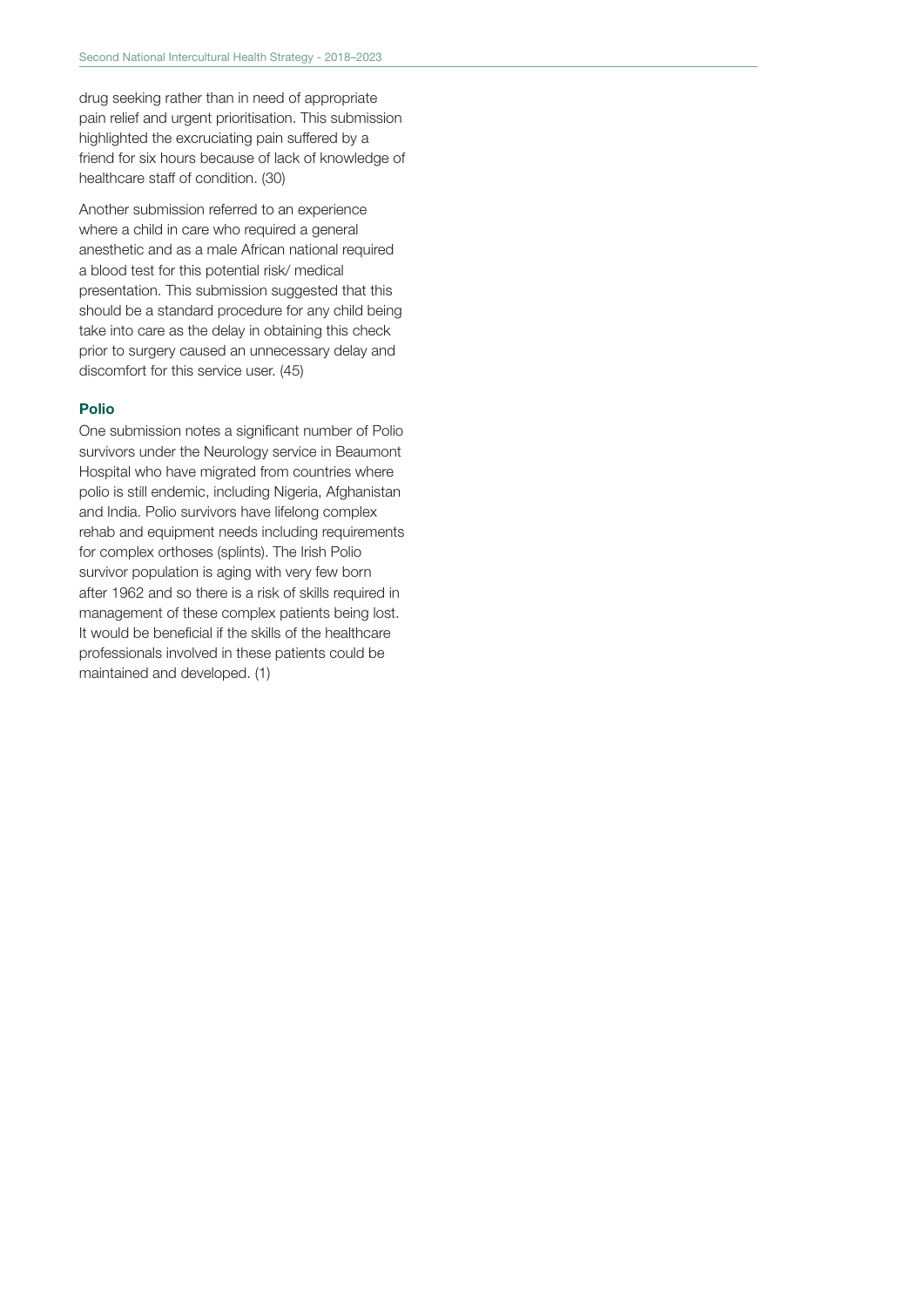drug seeking rather than in need of appropriate pain relief and urgent prioritisation. This submission highlighted the excruciating pain suffered by a friend for six hours because of lack of knowledge of healthcare staff of condition. (30)

Another submission referred to an experience where a child in care who required a general anesthetic and as a male African national required a blood test for this potential risk/ medical presentation. This submission suggested that this should be a standard procedure for any child being take into care as the delay in obtaining this check prior to surgery caused an unnecessary delay and discomfort for this service user. (45)

### Polio

One submission notes a significant number of Polio survivors under the Neurology service in Beaumont Hospital who have migrated from countries where polio is still endemic, including Nigeria, Afghanistan and India. Polio survivors have lifelong complex rehab and equipment needs including requirements for complex orthoses (splints). The Irish Polio survivor population is aging with very few born after 1962 and so there is a risk of skills required in management of these complex patients being lost. It would be beneficial if the skills of the healthcare professionals involved in these patients could be maintained and developed. (1)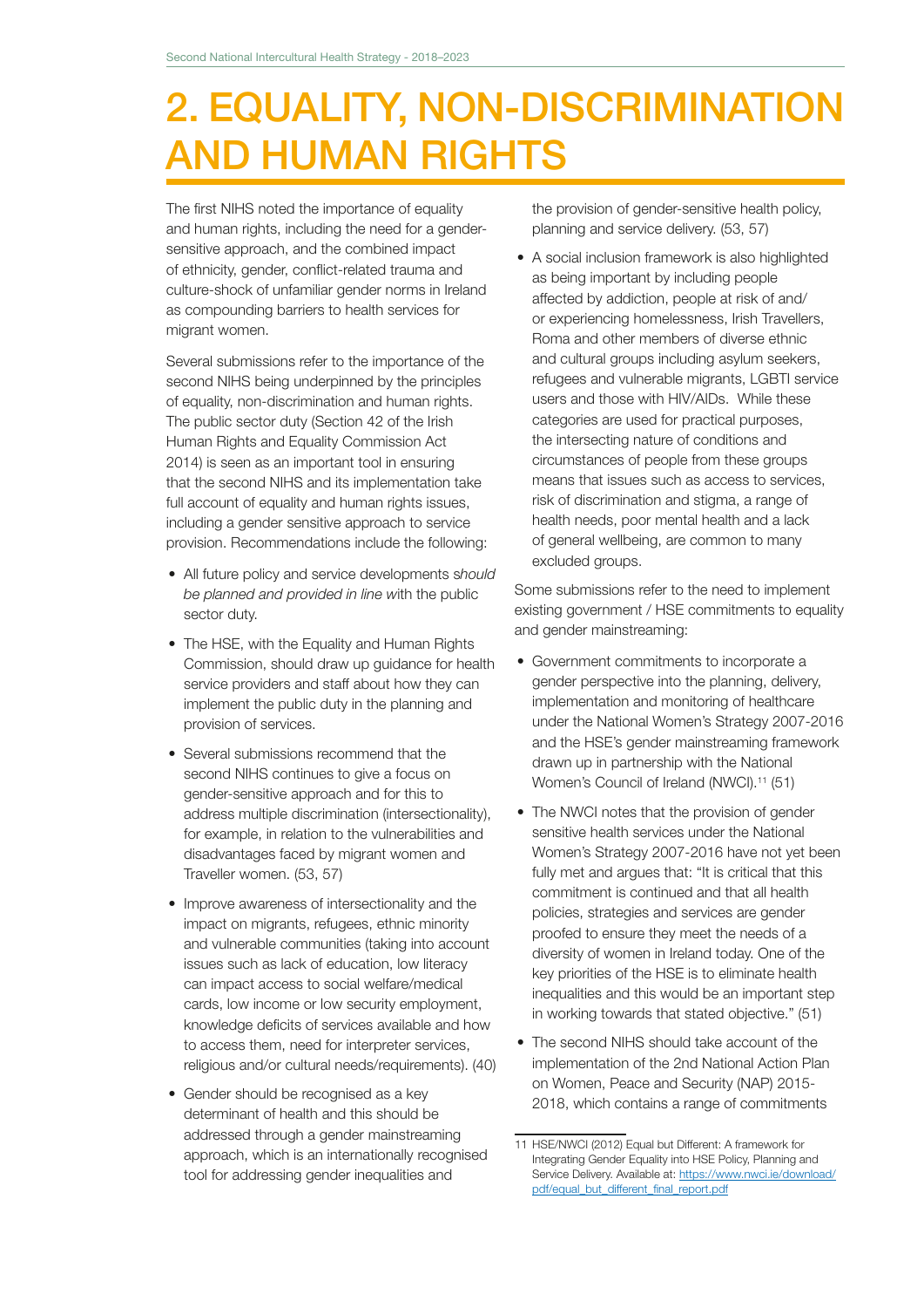# 2. EQUALITY, NON-DISCRIMINATION AND HUMAN RIGHTS

The first NIHS noted the importance of equality and human rights, including the need for a gender-sensitive approach, and the combined impact of ethnicity, gender, conflict-related trauma and culture-shock of unfamiliar gender norms in Ireland as compounding barriers to health services for migrant women.

Several submissions refer to the importance of the second NIHS being underpinned by the principles of equality, non-discrimination and human rights. The public sector duty (Section 42 of the Irish Human Rights and Equality Commission Act 2014) is seen as an important tool in ensuring that the second NIHS and its implementation take full account of equality and human rights issues, including a gender sensitive approach to service provision. Recommendations include the following:

- All future policy and service developments s*hould be planned and provided in line* with the public sector duty.
- The HSE, with the Equality and Human Rights Commission, should draw up guidance for health service providers and staff about how they can implement the public duty in the planning and provision of services.
- Several submissions recommend that the second NIHS continues to give a focus on gender-sensitive approach and for this to address multiple discrimination (intersectionality), for example, in relation to the vulnerabilities and disadvantages faced by migrant women and Traveller women. (53, 57)
- Improve awareness of intersectionality and the impact on migrants, refugees, ethnic minority and vulnerable communities (taking into account issues such as lack of education, low literacy can impact access to social welfare/medical cards, low income or low security employment, knowledge deficits of services available and how to access them, need for interpreter services, religious and/or cultural needs/requirements). (40)
- Gender should be recognised as a key determinant of health and this should be addressed through a gender mainstreaming approach, which is an internationally recognised tool for addressing gender inequalities and the provision of gender-sensitive health policy, planning and service delivery. (53, 57)
- A social inclusion framework is also highlighted as being important by including people affected by addiction, people at risk of and/or experiencing homelessness, Irish Travellers, Roma and other members of diverse ethnic and cultural groups including asylum seekers, refugees and vulnerable migrants, LGBTI service users and those with HIV/AIDs. While these categories are used for practical purposes, the intersecting nature of conditions and circumstances of people from these groups means that issues such as access to services, risk of discrimination and stigma, a range of health needs, poor mental health and a lack of general wellbeing, are common to many excluded groups.

Some submissions refer to the need to implement existing government / HSE commitments to equality and gender mainstreaming:

- Government commitments to incorporate a gender perspective into the planning, delivery, implementation and monitoring of healthcare under the National Women's Strategy 2007-2016 and the HSE's gender mainstreaming framework drawn up in partnership with the National Women's Council of Ireland (NWCI).[11] (51)
- The NWCI notes that the provision of gender sensitive health services under the National Women's Strategy 2007-2016 have not yet been fully met and argues that: "It is critical that this commitment is continued and that all health policies, strategies and services are gender proofed to ensure they meet the needs of a diversity of women in Ireland today. One of the key priorities of the HSE is to eliminate health inequalities and this would be an important step in working towards that stated objective." (51)
- The second NIHS should take account of the implementation of the 2nd National Action Plan on Women, Peace and Security (NAP) 2015-2018, which contains a range of commitments

11 HSE/NWCI (2012) Equal but Different: A framework for Integrating Gender Equality into HSE Policy, Planning and Service Delivery. Available at: https://www.nwci.ie/download/pdf/equal_but_different_final_report.pdf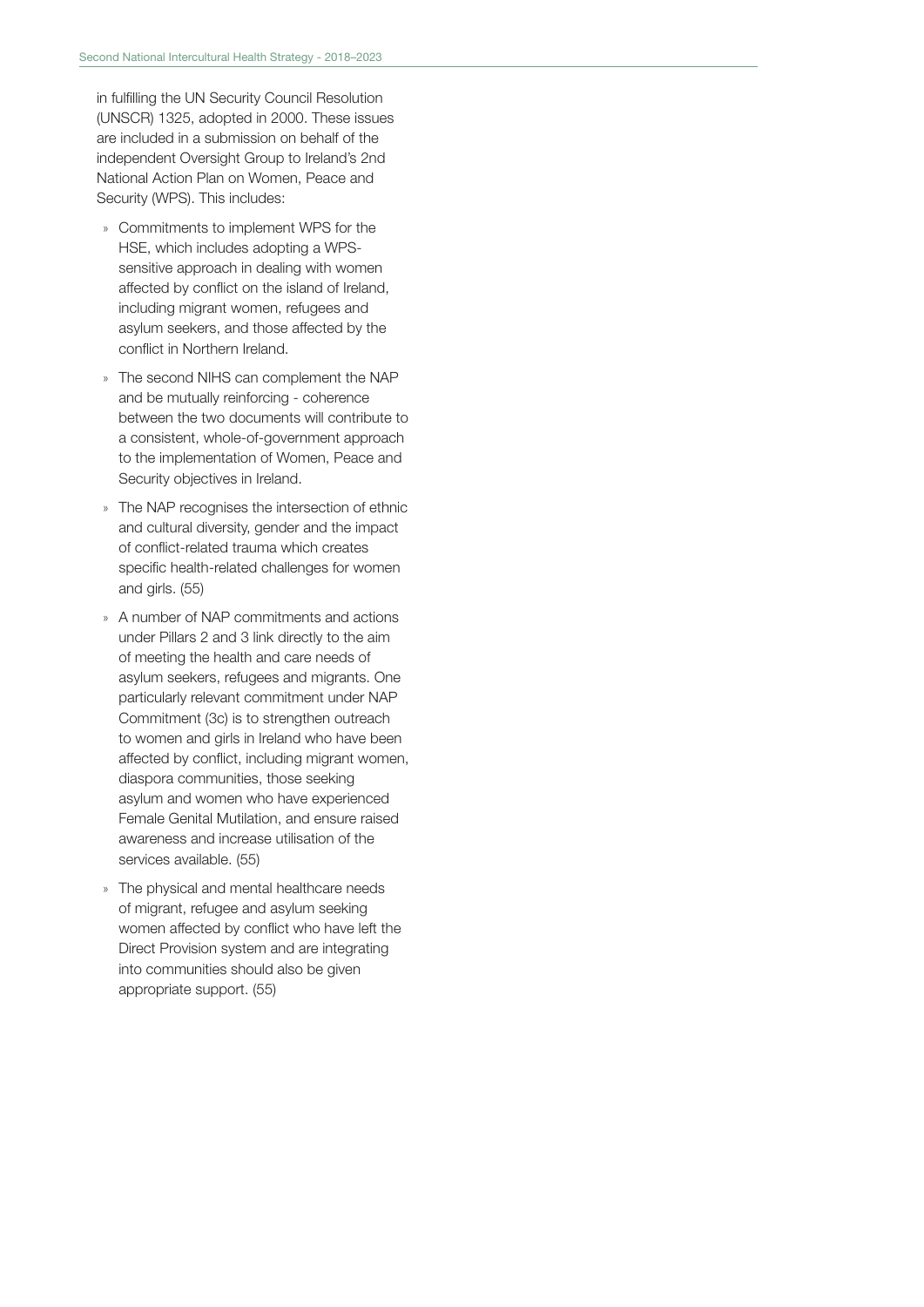in fulfilling the UN Security Council Resolution (UNSCR) 1325, adopted in 2000. These issues are included in a submission on behalf of the independent Oversight Group to Ireland's 2nd National Action Plan on Women, Peace and Security (WPS). This includes:

- Commitments to implement WPS for the HSE, which includes adopting a WPS-sensitive approach in dealing with women affected by conflict on the island of Ireland, including migrant women, refugees and asylum seekers, and those affected by the conflict in Northern Ireland.
- The second NIHS can complement the NAP and be mutually reinforcing - coherence between the two documents will contribute to a consistent, whole-of-government approach to the implementation of Women, Peace and Security objectives in Ireland.
- The NAP recognises the intersection of ethnic and cultural diversity, gender and the impact of conflict-related trauma which creates specific health-related challenges for women and girls. (55)
- A number of NAP commitments and actions under Pillars 2 and 3 link directly to the aim of meeting the health and care needs of asylum seekers, refugees and migrants. One particularly relevant commitment under NAP Commitment (3c) is to strengthen outreach to women and girls in Ireland who have been affected by conflict, including migrant women, diaspora communities, those seeking asylum and women who have experienced Female Genital Mutilation, and ensure raised awareness and increase utilisation of the services available. (55)
- The physical and mental healthcare needs of migrant, refugee and asylum seeking women affected by conflict who have left the Direct Provision system and are integrating into communities should also be given appropriate support. (55)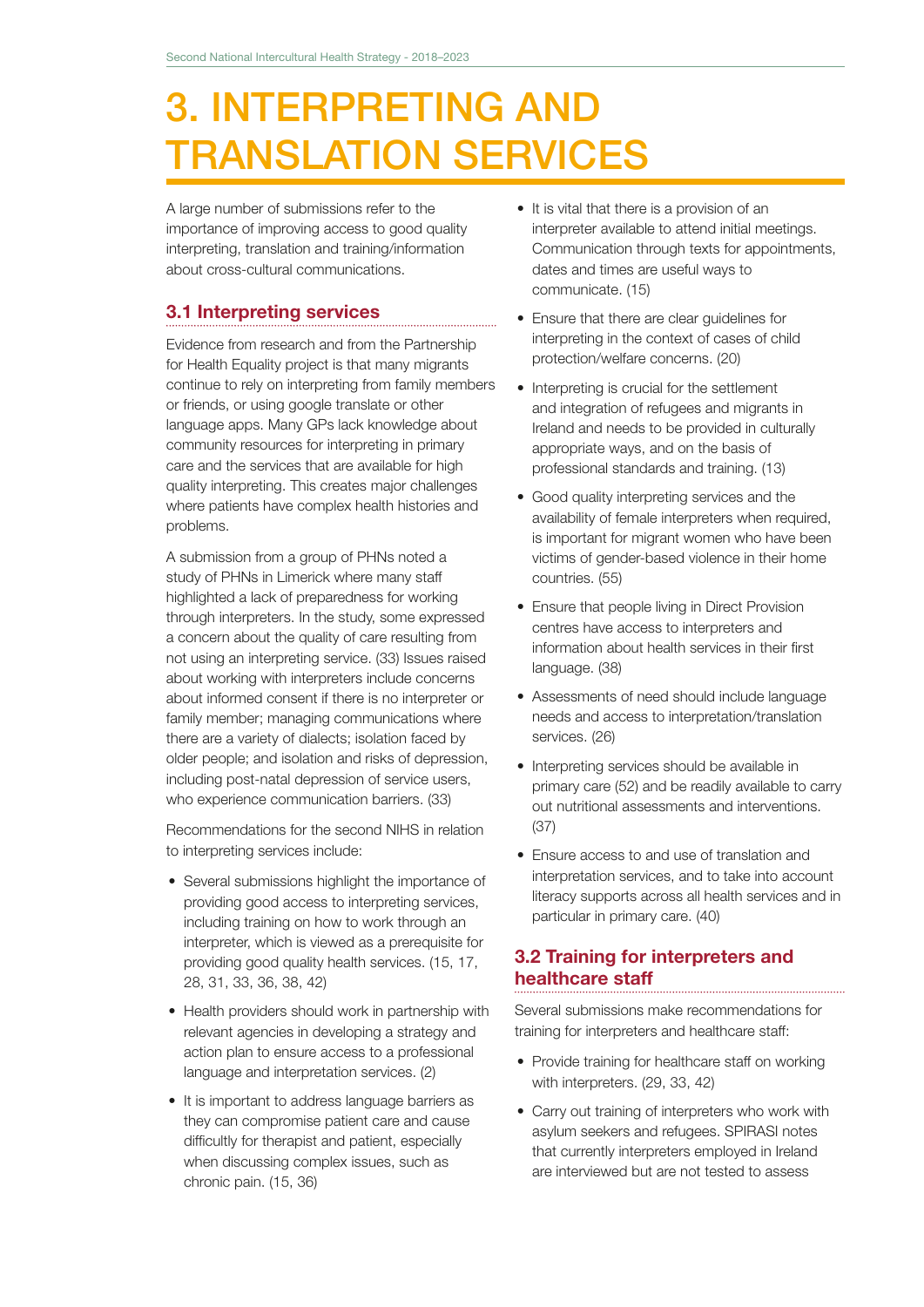# 3. INTERPRETING AND TRANSLATION SERVICES

A large number of submissions refer to the importance of improving access to good quality interpreting, translation and training/information about cross-cultural communications.

## 3.1 Interpreting services

Evidence from research and from the Partnership for Health Equality project is that many migrants continue to rely on interpreting from family members or friends, or using google translate or other language apps. Many GPs lack knowledge about community resources for interpreting in primary care and the services that are available for high quality interpreting. This creates major challenges where patients have complex health histories and problems.

A submission from a group of PHNs noted a study of PHNs in Limerick where many staff highlighted a lack of preparedness for working through interpreters. In the study, some expressed a concern about the quality of care resulting from not using an interpreting service. (33) Issues raised about working with interpreters include concerns about informed consent if there is no interpreter or family member; managing communications where there are a variety of dialects; isolation faced by older people; and isolation and risks of depression, including post-natal depression of service users, who experience communication barriers. (33)

Recommendations for the second NIHS in relation to interpreting services include:

- Several submissions highlight the importance of providing good access to interpreting services, including training on how to work through an interpreter, which is viewed as a prerequisite for providing good quality health services. (15, 17, 28, 31, 33, 36, 38, 42)
- Health providers should work in partnership with relevant agencies in developing a strategy and action plan to ensure access to a professional language and interpretation services. (2)
- It is important to address language barriers as they can compromise patient care and cause difficultly for therapist and patient, especially when discussing complex issues, such as chronic pain. (15, 36)
- It is vital that there is a provision of an interpreter available to attend initial meetings. Communication through texts for appointments, dates and times are useful ways to communicate. (15)
- Ensure that there are clear guidelines for interpreting in the context of cases of child protection/welfare concerns. (20)
- Interpreting is crucial for the settlement and integration of refugees and migrants in Ireland and needs to be provided in culturally appropriate ways, and on the basis of professional standards and training. (13)
- Good quality interpreting services and the availability of female interpreters when required, is important for migrant women who have been victims of gender-based violence in their home countries. (55)
- Ensure that people living in Direct Provision centres have access to interpreters and information about health services in their first language. (38)
- Assessments of need should include language needs and access to interpretation/translation services. (26)
- Interpreting services should be available in primary care (52) and be readily available to carry out nutritional assessments and interventions. (37)
- Ensure access to and use of translation and interpretation services, and to take into account literacy supports across all health services and in particular in primary care. (40)

## 3.2 Training for interpreters and healthcare staff

Several submissions make recommendations for training for interpreters and healthcare staff:

- Provide training for healthcare staff on working with interpreters. (29, 33, 42)
- Carry out training of interpreters who work with asylum seekers and refugees. SPIRASI notes that currently interpreters employed in Ireland are interviewed but are not tested to assess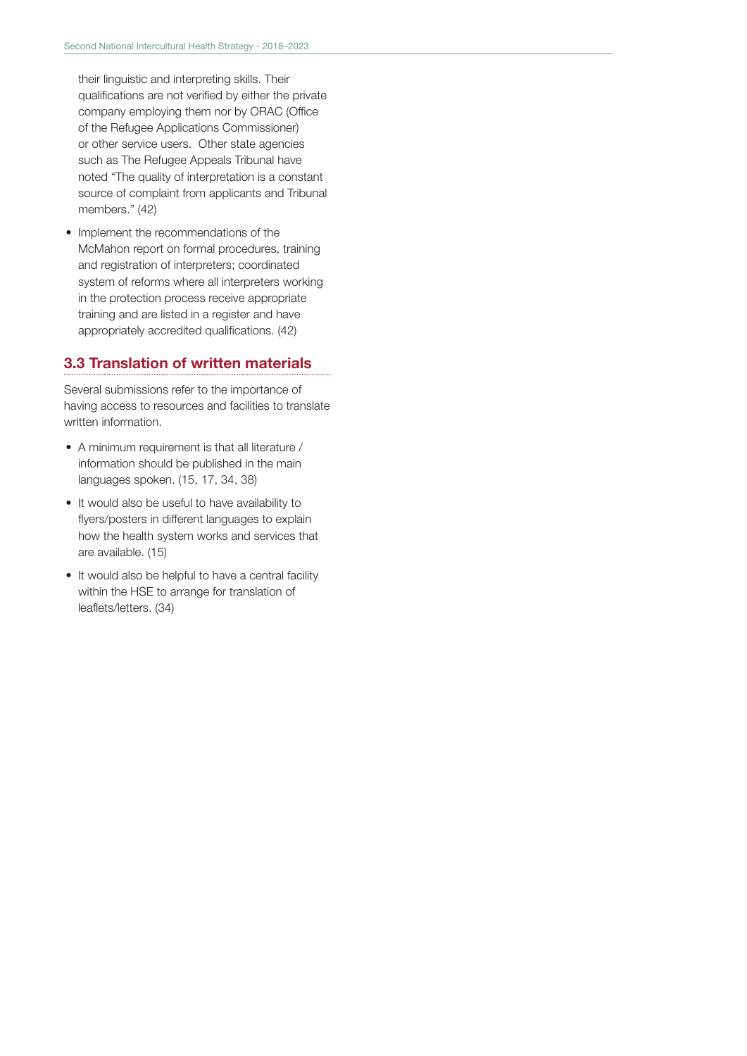their linguistic and interpreting skills. Their qualifications are not verified by either the private company employing them nor by ORAC (Office of the Refugee Applications Commissioner) or other service users. Other state agencies such as The Refugee Appeals Tribunal have noted "The quality of interpretation is a constant source of complaint from applicants and Tribunal members." (42)

- Implement the recommendations of the McMahon report on formal procedures, training and registration of interpreters; coordinated system of reforms where all interpreters working in the protection process receive appropriate training and are listed in a register and have appropriately accredited qualifications. (42)

## 3.3 Translation of written materials

Several submissions refer to the importance of having access to resources and facilities to translate written information.

- A minimum requirement is that all literature / information should be published in the main languages spoken. (15, 17, 34, 38)
- It would also be useful to have availability to flyers/posters in different languages to explain how the health system works and services that are available. (15)
- It would also be helpful to have a central facility within the HSE to arrange for translation of leaflets/letters. (34)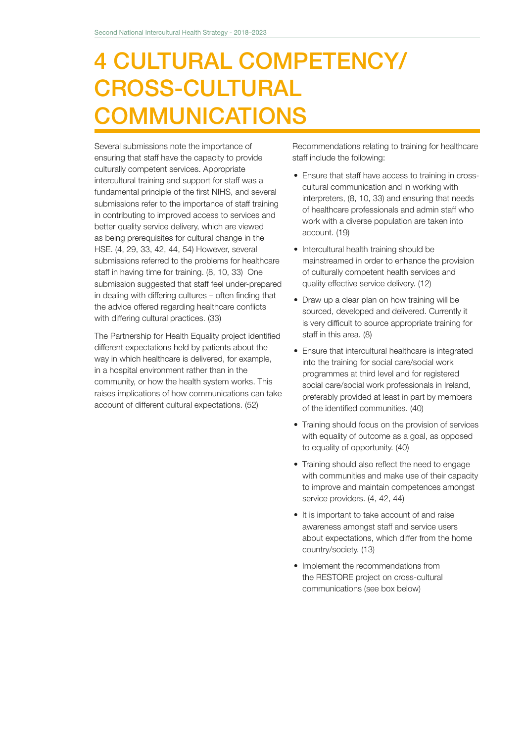# 4 CULTURAL COMPETENCY/ CROSS-CULTURAL COMMUNICATIONS

Several submissions note the importance of ensuring that staff have the capacity to provide culturally competent services. Appropriate intercultural training and support for staff was a fundamental principle of the first NIHS, and several submissions refer to the importance of staff training in contributing to improved access to services and better quality service delivery, which are viewed as being prerequisites for cultural change in the HSE. (4, 29, 33, 42, 44, 54) However, several submissions referred to the problems for healthcare staff in having time for training. (8, 10, 33) One submission suggested that staff feel under-prepared in dealing with differing cultures – often finding that the advice offered regarding healthcare conflicts with differing cultural practices. (33)

The Partnership for Health Equality project identified different expectations held by patients about the way in which healthcare is delivered, for example, in a hospital environment rather than in the community, or how the health system works. This raises implications of how communications can take account of different cultural expectations. (52)

Recommendations relating to training for healthcare staff include the following:

- Ensure that staff have access to training in cross-cultural communication and in working with interpreters, (8, 10, 33) and ensuring that needs of healthcare professionals and admin staff who work with a diverse population are taken into account. (19)
- Intercultural health training should be mainstreamed in order to enhance the provision of culturally competent health services and quality effective service delivery. (12)
- Draw up a clear plan on how training will be sourced, developed and delivered. Currently it is very difficult to source appropriate training for staff in this area. (8)
- Ensure that intercultural healthcare is integrated into the training for social care/social work programmes at third level and for registered social care/social work professionals in Ireland, preferably provided at least in part by members of the identified communities. (40)
- Training should focus on the provision of services with equality of outcome as a goal, as opposed to equality of opportunity. (40)
- Training should also reflect the need to engage with communities and make use of their capacity to improve and maintain competences amongst service providers. (4, 42, 44)
- It is important to take account of and raise awareness amongst staff and service users about expectations, which differ from the home country/society. (13)
- Implement the recommendations from the RESTORE project on cross-cultural communications (see box below)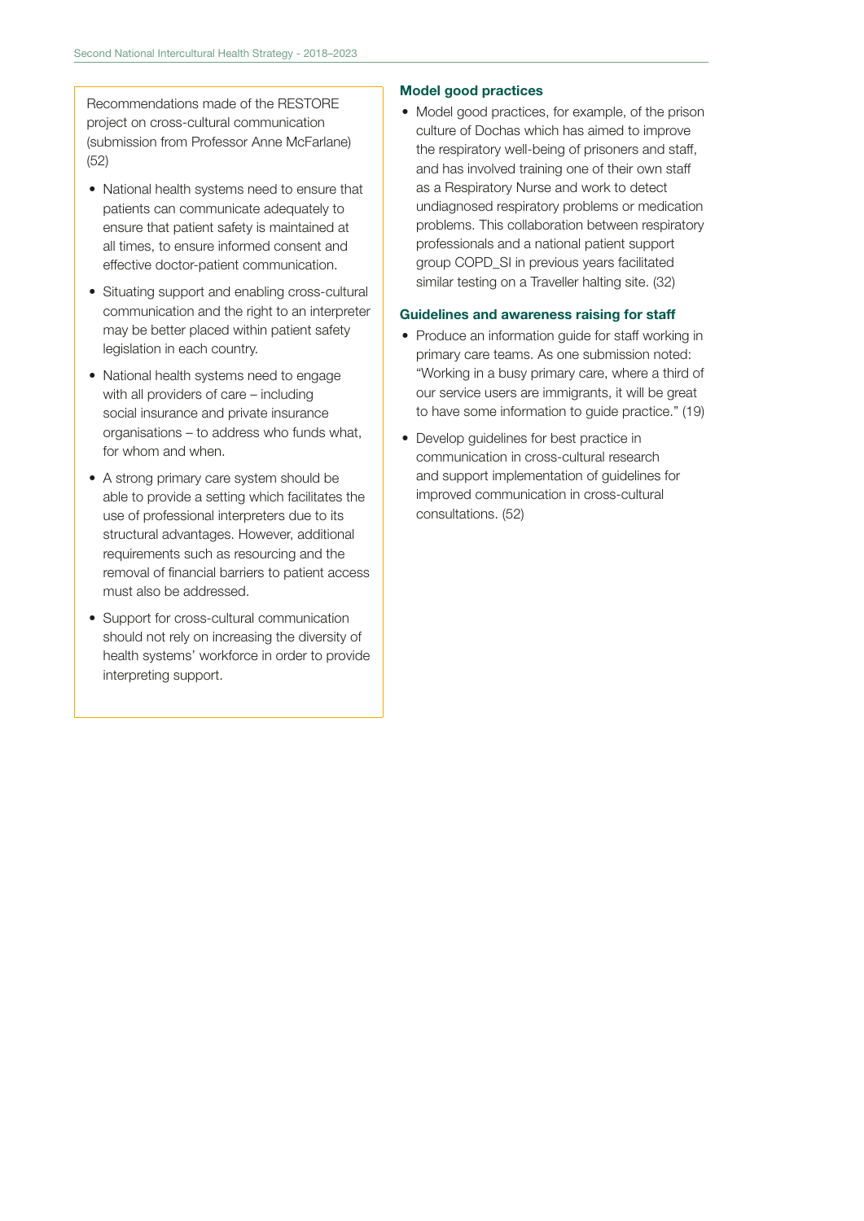Recommendations made of the RESTORE project on cross-cultural communication (submission from Professor Anne McFarlane) (52)

- National health systems need to ensure that patients can communicate adequately to ensure that patient safety is maintained at all times, to ensure informed consent and effective doctor-patient communication.
- Situating support and enabling cross-cultural communication and the right to an interpreter may be better placed within patient safety legislation in each country.
- National health systems need to engage with all providers of care – including social insurance and private insurance organisations – to address who funds what, for whom and when.
- A strong primary care system should be able to provide a setting which facilitates the use of professional interpreters due to its structural advantages. However, additional requirements such as resourcing and the removal of financial barriers to patient access must also be addressed.
- Support for cross-cultural communication should not rely on increasing the diversity of health systems' workforce in order to provide interpreting support.

### Model good practices

- Model good practices, for example, of the prison culture of Dochas which has aimed to improve the respiratory well-being of prisoners and staff, and has involved training one of their own staff as a Respiratory Nurse and work to detect undiagnosed respiratory problems or medication problems. This collaboration between respiratory professionals and a national patient support group COPD_SI in previous years facilitated similar testing on a Traveller halting site. (32)

### Guidelines and awareness raising for staff

- Produce an information guide for staff working in primary care teams. As one submission noted: "Working in a busy primary care, where a third of our service users are immigrants, it will be great to have some information to guide practice." (19)
- Develop guidelines for best practice in communication in cross-cultural research and support implementation of guidelines for improved communication in cross-cultural consultations. (52)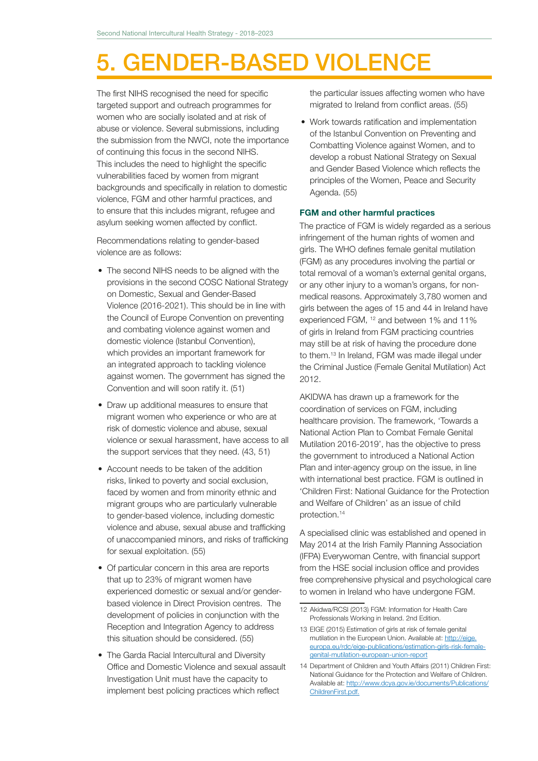# 5. GENDER-BASED VIOLENCE

The first NIHS recognised the need for specific targeted support and outreach programmes for women who are socially isolated and at risk of abuse or violence. Several submissions, including the submission from the NWCI, note the importance of continuing this focus in the second NIHS. This includes the need to highlight the specific vulnerabilities faced by women from migrant backgrounds and specifically in relation to domestic violence, FGM and other harmful practices, and to ensure that this includes migrant, refugee and asylum seeking women affected by conflict.

Recommendations relating to gender-based violence are as follows:

- The second NIHS needs to be aligned with the provisions in the second COSC National Strategy on Domestic, Sexual and Gender-Based Violence (2016-2021). This should be in line with the Council of Europe Convention on preventing and combating violence against women and domestic violence (Istanbul Convention), which provides an important framework for an integrated approach to tackling violence against women. The government has signed the Convention and will soon ratify it. (51)
- Draw up additional measures to ensure that migrant women who experience or who are at risk of domestic violence and abuse, sexual violence or sexual harassment, have access to all the support services that they need. (43, 51)
- Account needs to be taken of the addition risks, linked to poverty and social exclusion, faced by women and from minority ethnic and migrant groups who are particularly vulnerable to gender-based violence, including domestic violence and abuse, sexual abuse and trafficking of unaccompanied minors, and risks of trafficking for sexual exploitation. (55)
- Of particular concern in this area are reports that up to 23% of migrant women have experienced domestic or sexual and/or gender-based violence in Direct Provision centres. The development of policies in conjunction with the Reception and Integration Agency to address this situation should be considered. (55)
- The Garda Racial Intercultural and Diversity Office and Domestic Violence and sexual assault Investigation Unit must have the capacity to implement best policing practices which reflect the particular issues affecting women who have migrated to Ireland from conflict areas. (55)
- Work towards ratification and implementation of the Istanbul Convention on Preventing and Combatting Violence against Women, and to develop a robust National Strategy on Sexual and Gender Based Violence which reflects the principles of the Women, Peace and Security Agenda. (55)

### FGM and other harmful practices

The practice of FGM is widely regarded as a serious infringement of the human rights of women and girls. The WHO defines female genital mutilation (FGM) as any procedures involving the partial or total removal of a woman's external genital organs, or any other injury to a woman's organs, for non-medical reasons. Approximately 3,780 women and girls between the ages of 15 and 44 in Ireland have experienced FGM, [12] and between 1% and 11% of girls in Ireland from FGM practicing countries may still be at risk of having the procedure done to them.[13] In Ireland, FGM was made illegal under the Criminal Justice (Female Genital Mutilation) Act 2012.

AKIDWA has drawn up a framework for the coordination of services on FGM, including healthcare provision. The framework, 'Towards a National Action Plan to Combat Female Genital Mutilation 2016-2019', has the objective to press the government to introduced a National Action Plan and inter-agency group on the issue, in line with international best practice. FGM is outlined in 'Children First: National Guidance for the Protection and Welfare of Children' as an issue of child protection.[14]

A specialised clinic was established and opened in May 2014 at the Irish Family Planning Association (IFPA) Everywoman Centre, with financial support from the HSE social inclusion office and provides free comprehensive physical and psychological care to women in Ireland who have undergone FGM.

---

12 Akidwa/RCSI (2013) FGM: Information for Health Care Professionals Working in Ireland. 2nd Edition.

13 EIGE (2015) Estimation of girls at risk of female genital mutilation in the European Union. Available at: http://eige.europa.eu/rdc/eige-publications/estimation-girls-risk-female-genital-mutilation-european-union-report

14 Department of Children and Youth Affairs (2011) Children First: National Guidance for the Protection and Welfare of Children. Available at: http://www.dcya.gov.ie/documents/Publications/ChildrenFirst.pdf.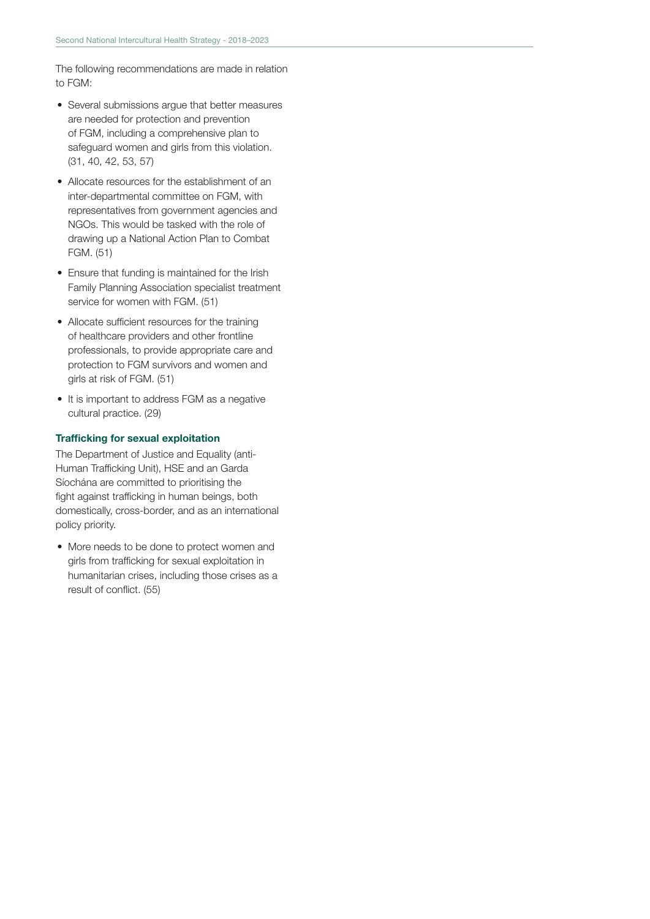The following recommendations are made in relation to FGM:

- Several submissions argue that better measures are needed for protection and prevention of FGM, including a comprehensive plan to safeguard women and girls from this violation. (31, 40, 42, 53, 57)
- Allocate resources for the establishment of an inter-departmental committee on FGM, with representatives from government agencies and NGOs. This would be tasked with the role of drawing up a National Action Plan to Combat FGM. (51)
- Ensure that funding is maintained for the Irish Family Planning Association specialist treatment service for women with FGM. (51)
- Allocate sufficient resources for the training of healthcare providers and other frontline professionals, to provide appropriate care and protection to FGM survivors and women and girls at risk of FGM. (51)
- It is important to address FGM as a negative cultural practice. (29)

#### Trafficking for sexual exploitation

The Department of Justice and Equality (anti-Human Trafficking Unit), HSE and an Garda Síochána are committed to prioritising the fight against trafficking in human beings, both domestically, cross-border, and as an international policy priority.

- More needs to be done to protect women and girls from trafficking for sexual exploitation in humanitarian crises, including those crises as a result of conflict. (55)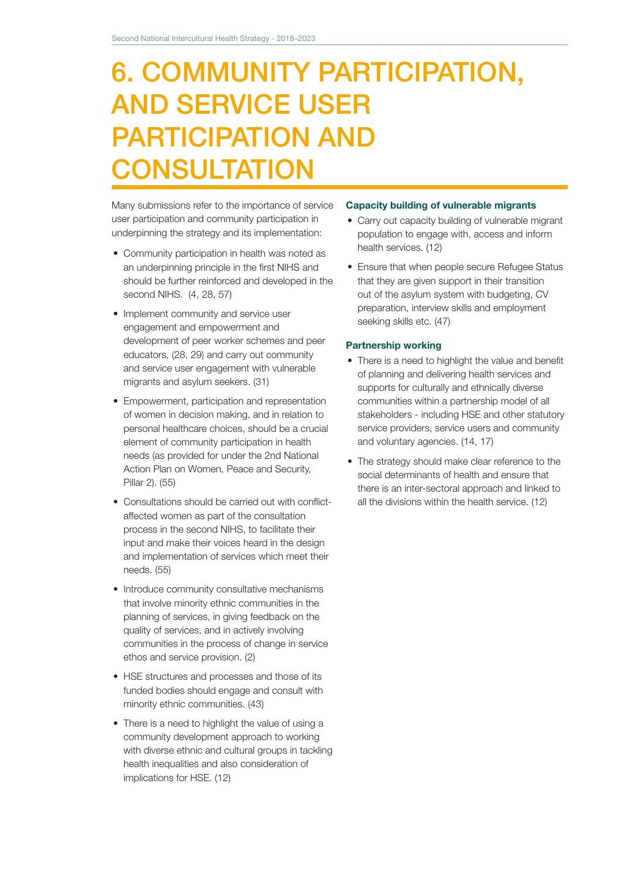# 6. COMMUNITY PARTICIPATION, AND SERVICE USER PARTICIPATION AND CONSULTATION

Many submissions refer to the importance of service user participation and community participation in underpinning the strategy and its implementation:

- Community participation in health was noted as an underpinning principle in the first NIHS and should be further reinforced and developed in the second NIHS. (4, 28, 57)
- Implement community and service user engagement and empowerment and development of peer worker schemes and peer educators, (28, 29) and carry out community and service user engagement with vulnerable migrants and asylum seekers. (31)
- Empowerment, participation and representation of women in decision making, and in relation to personal healthcare choices, should be a crucial element of community participation in health needs (as provided for under the 2nd National Action Plan on Women, Peace and Security, Pillar 2). (55)
- Consultations should be carried out with conflict-affected women as part of the consultation process in the second NIHS, to facilitate their input and make their voices heard in the design and implementation of services which meet their needs. (55)
- Introduce community consultative mechanisms that involve minority ethnic communities in the planning of services, in giving feedback on the quality of services, and in actively involving communities in the process of change in service ethos and service provision. (2)
- HSE structures and processes and those of its funded bodies should engage and consult with minority ethnic communities. (43)
- There is a need to highlight the value of using a community development approach to working with diverse ethnic and cultural groups in tackling health inequalities and also consideration of implications for HSE. (12)

### Capacity building of vulnerable migrants

- Carry out capacity building of vulnerable migrant population to engage with, access and inform health services. (12)
- Ensure that when people secure Refugee Status that they are given support in their transition out of the asylum system with budgeting, CV preparation, interview skills and employment seeking skills etc. (47)

### Partnership working

- There is a need to highlight the value and benefit of planning and delivering health services and supports for culturally and ethnically diverse communities within a partnership model of all stakeholders - including HSE and other statutory service providers, service users and community and voluntary agencies. (14, 17)
- The strategy should make clear reference to the social determinants of health and ensure that there is an inter-sectoral approach and linked to all the divisions within the health service. (12)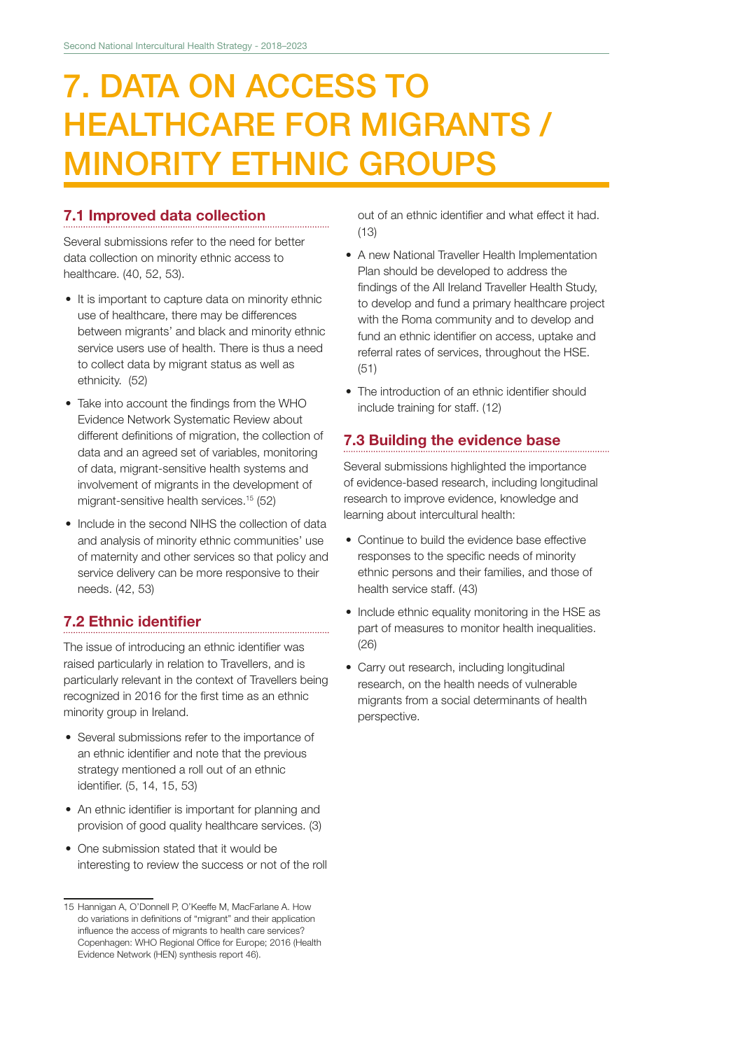# 7. DATA ON ACCESS TO HEALTHCARE FOR MIGRANTS / MINORITY ETHNIC GROUPS

## 7.1 Improved data collection

Several submissions refer to the need for better data collection on minority ethnic access to healthcare. (40, 52, 53).

- It is important to capture data on minority ethnic use of healthcare, there may be differences between migrants' and black and minority ethnic service users use of health. There is thus a need to collect data by migrant status as well as ethnicity. (52)
- Take into account the findings from the WHO Evidence Network Systematic Review about different definitions of migration, the collection of data and an agreed set of variables, monitoring of data, migrant-sensitive health systems and involvement of migrants in the development of migrant-sensitive health services.[15] (52)
- Include in the second NIHS the collection of data and analysis of minority ethnic communities' use of maternity and other services so that policy and service delivery can be more responsive to their needs. (42, 53)

## 7.2 Ethnic identifier

The issue of introducing an ethnic identifier was raised particularly in relation to Travellers, and is particularly relevant in the context of Travellers being recognized in 2016 for the first time as an ethnic minority group in Ireland.

- Several submissions refer to the importance of an ethnic identifier and note that the previous strategy mentioned a roll out of an ethnic identifier. (5, 14, 15, 53)
- An ethnic identifier is important for planning and provision of good quality healthcare services. (3)
- One submission stated that it would be interesting to review the success or not of the roll out of an ethnic identifier and what effect it had. (13)
- A new National Traveller Health Implementation Plan should be developed to address the findings of the All Ireland Traveller Health Study, to develop and fund a primary healthcare project with the Roma community and to develop and fund an ethnic identifier on access, uptake and referral rates of services, throughout the HSE. (51)
- The introduction of an ethnic identifier should include training for staff. (12)

## 7.3 Building the evidence base

Several submissions highlighted the importance of evidence-based research, including longitudinal research to improve evidence, knowledge and learning about intercultural health:

- Continue to build the evidence base effective responses to the specific needs of minority ethnic persons and their families, and those of health service staff. (43)
- Include ethnic equality monitoring in the HSE as part of measures to monitor health inequalities. (26)
- Carry out research, including longitudinal research, on the health needs of vulnerable migrants from a social determinants of health perspective.

15 Hannigan A, O'Donnell P, O'Keeffe M, MacFarlane A. How do variations in definitions of "migrant" and their application influence the access of migrants to health care services? Copenhagen: WHO Regional Office for Europe; 2016 (Health Evidence Network (HEN) synthesis report 46).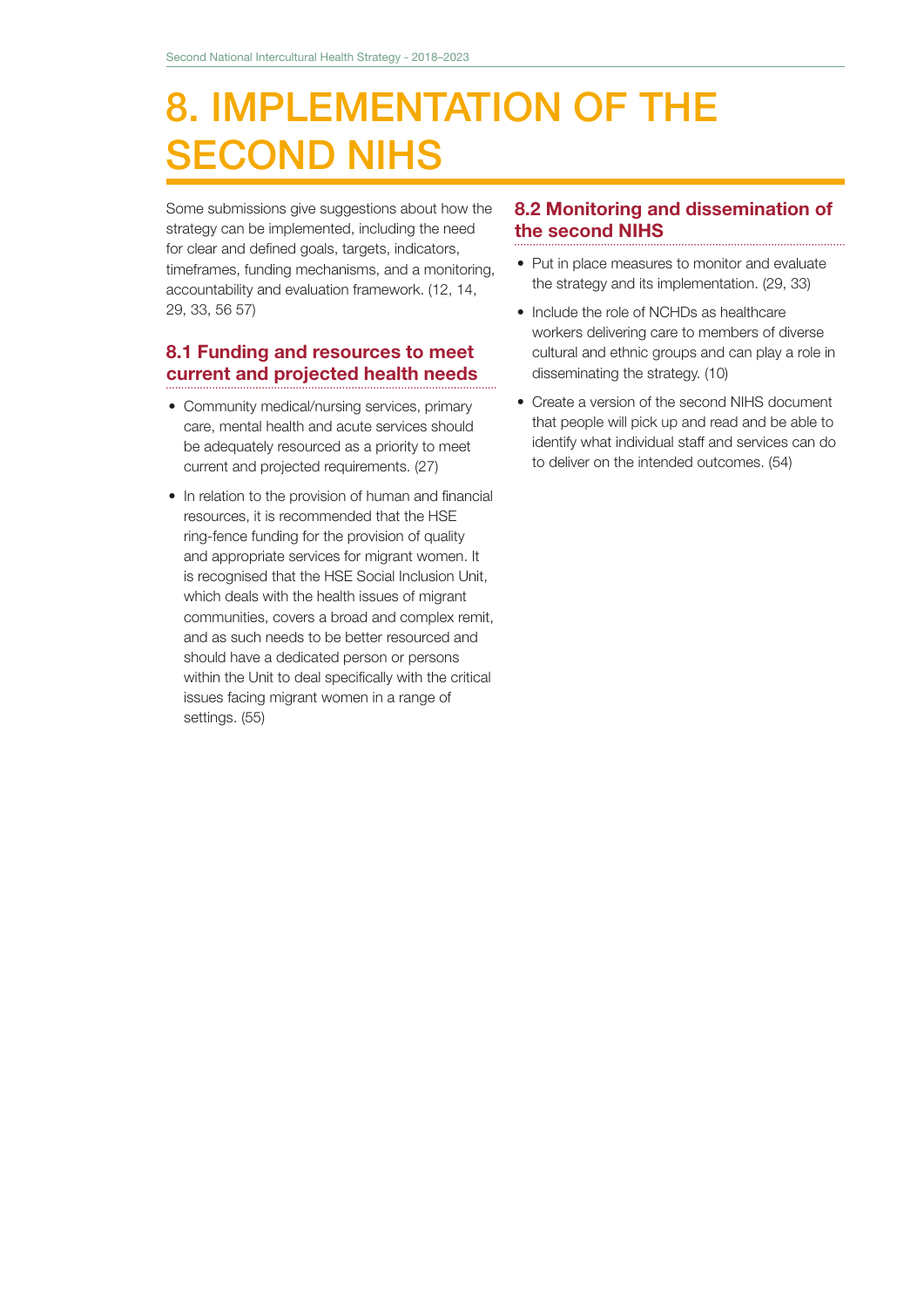# 8. IMPLEMENTATION OF THE SECOND NIHS

Some submissions give suggestions about how the strategy can be implemented, including the need for clear and defined goals, targets, indicators, timeframes, funding mechanisms, and a monitoring, accountability and evaluation framework. (12, 14, 29, 33, 56 57)

## 8.1 Funding and resources to meet current and projected health needs

- Community medical/nursing services, primary care, mental health and acute services should be adequately resourced as a priority to meet current and projected requirements. (27)
- In relation to the provision of human and financial resources, it is recommended that the HSE ring-fence funding for the provision of quality and appropriate services for migrant women. It is recognised that the HSE Social Inclusion Unit, which deals with the health issues of migrant communities, covers a broad and complex remit, and as such needs to be better resourced and should have a dedicated person or persons within the Unit to deal specifically with the critical issues facing migrant women in a range of settings. (55)

## 8.2 Monitoring and dissemination of the second NIHS

- Put in place measures to monitor and evaluate the strategy and its implementation. (29, 33)
- Include the role of NCHDs as healthcare workers delivering care to members of diverse cultural and ethnic groups and can play a role in disseminating the strategy. (10)
- Create a version of the second NIHS document that people will pick up and read and be able to identify what individual staff and services can do to deliver on the intended outcomes. (54)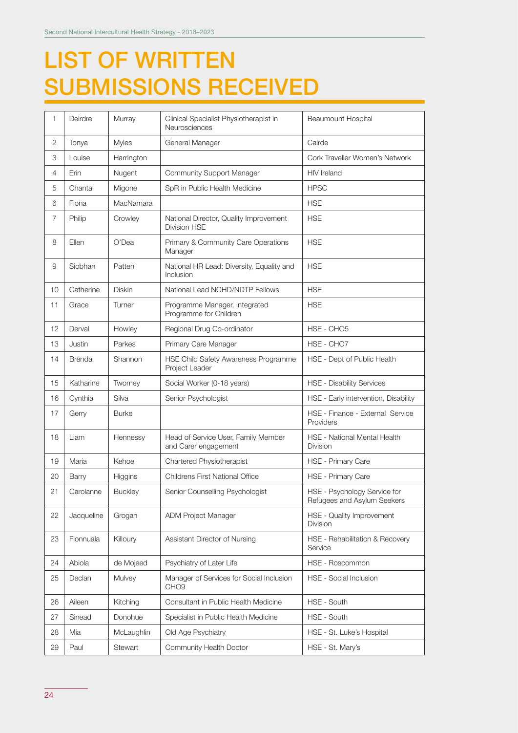# LIST OF WRITTEN SUBMISSIONS RECEIVED

| | | | | |
|---|---|---|---|---|
| 1 | Deirdre | Murray | Clinical Specialist Physiotherapist in Neurosciences | Beaumount Hospital |
| 2 | Tonya | Myles | General Manager | Cairde |
| 3 | Louise | Harrington | | Cork Traveller Women's Network |
| 4 | Erin | Nugent | Community Support Manager | HIV Ireland |
| 5 | Chantal | Migone | SpR in Public Health Medicine | HPSC |
| 6 | Fiona | MacNamara | | HSE |
| 7 | Philip | Crowley | National Director, Quality Improvement Division HSE | HSE |
| 8 | Ellen | O'Dea | Primary & Community Care Operations Manager | HSE |
| 9 | Siobhan | Patten | National HR Lead: Diversity, Equality and Inclusion | HSE |
| 10 | Catherine | Diskin | National Lead NCHD/NDTP Fellows | HSE |
| 11 | Grace | Turner | Programme Manager, Integrated Programme for Children | HSE |
| 12 | Derval | Howley | Regional Drug Co-ordinator | HSE - CHO5 |
| 13 | Justin | Parkes | Primary Care Manager | HSE - CHO7 |
| 14 | Brenda | Shannon | HSE Child Safety Awareness Programme Project Leader | HSE - Dept of Public Health |
| 15 | Katharine | Twomey | Social Worker (0-18 years) | HSE - Disability Services |
| 16 | Cynthia | Silva | Senior Psychologist | HSE - Early intervention, Disability |
| 17 | Gerry | Burke | | HSE - Finance - External Service Providers |
| 18 | Liam | Hennessy | Head of Service User, Family Member and Carer engagement | HSE - National Mental Health Division |
| 19 | Maria | Kehoe | Chartered Physiotherapist | HSE - Primary Care |
| 20 | Barry | Higgins | Childrens First National Office | HSE - Primary Care |
| 21 | Carolanne | Buckley | Senior Counselling Psychologist | HSE - Psychology Service for Refugees and Asylum Seekers |
| 22 | Jacqueline | Grogan | ADM Project Manager | HSE - Quality Improvement Division |
| 23 | Fionnuala | Killoury | Assistant Director of Nursing | HSE - Rehabilitation & Recovery Service |
| 24 | Abiola | de Mojeed | Psychiatry of Later Life | HSE - Roscommon |
| 25 | Declan | Mulvey | Manager of Services for Social Inclusion CHO9 | HSE - Social Inclusion |
| 26 | Aileen | Kitching | Consultant in Public Health Medicine | HSE - South |
| 27 | Sinead | Donohue | Specialist in Public Health Medicine | HSE - South |
| 28 | Mia | McLaughlin | Old Age Psychiatry | HSE - St. Luke's Hospital |
| 29 | Paul | Stewart | Community Health Doctor | HSE - St. Mary's |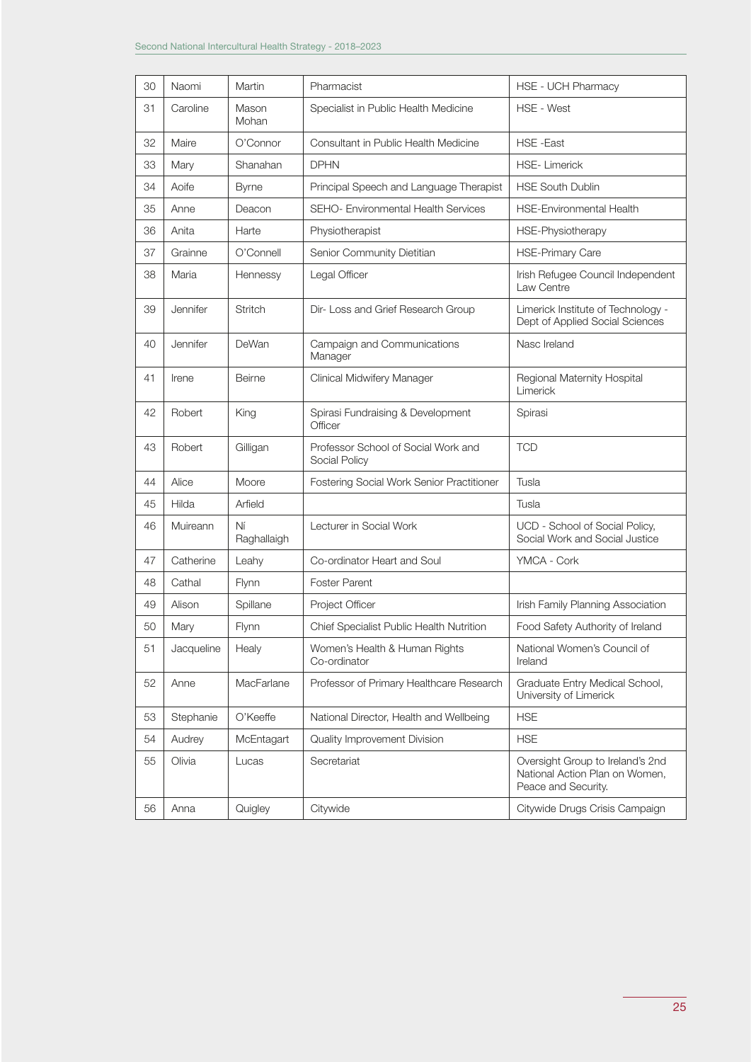| | | | | |
|---|---|---|---|---|
| 30 | Naomi | Martin | Pharmacist | HSE - UCH Pharmacy |
| 31 | Caroline | Mason Mohan | Specialist in Public Health Medicine | HSE - West |
| 32 | Maire | O'Connor | Consultant in Public Health Medicine | HSE -East |
| 33 | Mary | Shanahan | DPHN | HSE- Limerick |
| 34 | Aoife | Byrne | Principal Speech and Language Therapist | HSE South Dublin |
| 35 | Anne | Deacon | SEHO- Environmental Health Services | HSE-Environmental Health |
| 36 | Anita | Harte | Physiotherapist | HSE-Physiotherapy |
| 37 | Grainne | O'Connell | Senior Community Dietitian | HSE-Primary Care |
| 38 | Maria | Hennessy | Legal Officer | Irish Refugee Council Independent Law Centre |
| 39 | Jennifer | Stritch | Dir- Loss and Grief Research Group | Limerick Institute of Technology - Dept of Applied Social Sciences |
| 40 | Jennifer | DeWan | Campaign and Communications Manager | Nasc Ireland |
| 41 | Irene | Beirne | Clinical Midwifery Manager | Regional Maternity Hospital Limerick |
| 42 | Robert | King | Spirasi Fundraising & Development Officer | Spirasi |
| 43 | Robert | Gilligan | Professor School of Social Work and Social Policy | TCD |
| 44 | Alice | Moore | Fostering Social Work Senior Practitioner | Tusla |
| 45 | Hilda | Arfield | | Tusla |
| 46 | Muireann | Ní Raghallaigh | Lecturer in Social Work | UCD - School of Social Policy, Social Work and Social Justice |
| 47 | Catherine | Leahy | Co-ordinator Heart and Soul | YMCA - Cork |
| 48 | Cathal | Flynn | Foster Parent | |
| 49 | Alison | Spillane | Project Officer | Irish Family Planning Association |
| 50 | Mary | Flynn | Chief Specialist Public Health Nutrition | Food Safety Authority of Ireland |
| 51 | Jacqueline | Healy | Women's Health & Human Rights Co-ordinator | National Women's Council of Ireland |
| 52 | Anne | MacFarlane | Professor of Primary Healthcare Research | Graduate Entry Medical School, University of Limerick |
| 53 | Stephanie | O'Keeffe | National Director, Health and Wellbeing | HSE |
| 54 | Audrey | McEntagart | Quality Improvement Division | HSE |
| 55 | Olivia | Lucas | Secretariat | Oversight Group to Ireland's 2nd National Action Plan on Women, Peace and Security. |
| 56 | Anna | Quigley | Citywide | Citywide Drugs Crisis Campaign |